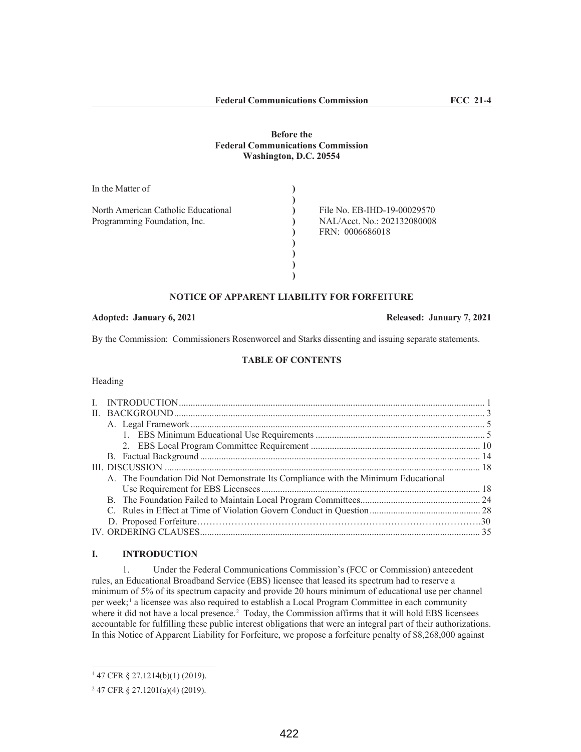**Before the**
**Federal Communications Commission**
**Washington, D.C. 20554**

| | | |
|---|---|---|
| In the Matter of | ) | |
| | ) | |
| North American Catholic Educational Programming Foundation, Inc. | ) | File No. EB-IHD-19-00029570 |
| | ) | NAL/Acct. No.: 202132080008 |
| | ) | FRN: 0006686018 |
| | ) | |
| | ) | |
| | ) | |
| | ) | |

## NOTICE OF APPARENT LIABILITY FOR FORFEITURE

**Adopted: January 6, 2021** **Released: January 7, 2021**

By the Commission: Commissioners Rosenworcel and Starks dissenting and issuing separate statements.

**TABLE OF CONTENTS**

Heading

| Heading | Paragraph # |
|---|---|
| I. INTRODUCTION | 1 |
| II. BACKGROUND | 3 |
| A. Legal Framework | 5 |
| 1. EBS Minimum Educational Use Requirements | 5 |
| 2. EBS Local Program Committee Requirement | 10 |
| B. Factual Background | 14 |
| III. DISCUSSION | 18 |
| A. The Foundation Did Not Demonstrate Its Compliance with the Minimum Educational Use Requirement for EBS Licensees | 18 |
| B. The Foundation Failed to Maintain Local Program Committees | 24 |
| C. Rules in Effect at Time of Violation Govern Conduct in Question | 28 |
| D. Proposed Forfeiture | 30 |
| IV. ORDERING CLAUSES | 35 |

## I. INTRODUCTION

1. Under the Federal Communications Commission's (FCC or Commission) antecedent rules, an Educational Broadband Service (EBS) licensee that leased its spectrum had to reserve a minimum of 5% of its spectrum capacity and provide 20 hours minimum of educational use per channel per week;[1] a licensee was also required to establish a Local Program Committee in each community where it did not have a local presence.[2] Today, the Commission affirms that it will hold EBS licensees accountable for fulfilling these public interest obligations that were an integral part of their authorizations. In this Notice of Apparent Liability for Forfeiture, we propose a forfeiture penalty of $8,268,000 against

---

[1] 47 CFR § 27.1214(b)(1) (2019).

[2] 47 CFR § 27.1201(a)(4) (2019).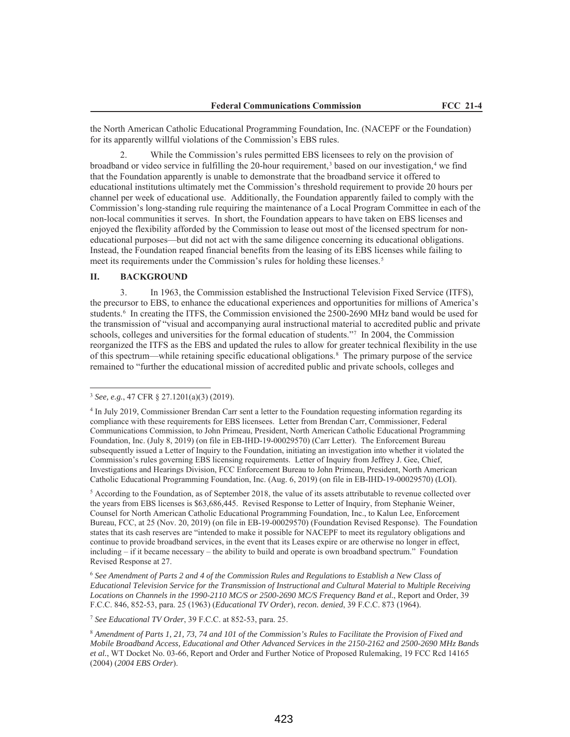the North American Catholic Educational Programming Foundation, Inc. (NACEPF or the Foundation) for its apparently willful violations of the Commission's EBS rules.

2. While the Commission's rules permitted EBS licensees to rely on the provision of broadband or video service in fulfilling the 20-hour requirement,[3] based on our investigation,[4] we find that the Foundation apparently is unable to demonstrate that the broadband service it offered to educational institutions ultimately met the Commission's threshold requirement to provide 20 hours per channel per week of educational use. Additionally, the Foundation apparently failed to comply with the Commission's long-standing rule requiring the maintenance of a Local Program Committee in each of the non-local communities it serves. In short, the Foundation appears to have taken on EBS licenses and enjoyed the flexibility afforded by the Commission to lease out most of the licensed spectrum for non-educational purposes—but did not act with the same diligence concerning its educational obligations. Instead, the Foundation reaped financial benefits from the leasing of its EBS licenses while failing to meet its requirements under the Commission's rules for holding these licenses.[5]

## II. BACKGROUND

3. In 1963, the Commission established the Instructional Television Fixed Service (ITFS), the precursor to EBS, to enhance the educational experiences and opportunities for millions of America's students.[6] In creating the ITFS, the Commission envisioned the 2500-2690 MHz band would be used for the transmission of "visual and accompanying aural instructional material to accredited public and private schools, colleges and universities for the formal education of students."[7] In 2004, the Commission reorganized the ITFS as the EBS and updated the rules to allow for greater technical flexibility in the use of this spectrum—while retaining specific educational obligations.[8] The primary purpose of the service remained to "further the educational mission of accredited public and private schools, colleges and

---

[3] *See, e.g.*, 47 CFR § 27.1201(a)(3) (2019).

[4] In July 2019, Commissioner Brendan Carr sent a letter to the Foundation requesting information regarding its compliance with these requirements for EBS licensees. Letter from Brendan Carr, Commissioner, Federal Communications Commission, to John Primeau, President, North American Catholic Educational Programming Foundation, Inc. (July 8, 2019) (on file in EB-IHD-19-00029570) (Carr Letter). The Enforcement Bureau subsequently issued a Letter of Inquiry to the Foundation, initiating an investigation into whether it violated the Commission's rules governing EBS licensing requirements. Letter of Inquiry from Jeffrey J. Gee, Chief, Investigations and Hearings Division, FCC Enforcement Bureau to John Primeau, President, North American Catholic Educational Programming Foundation, Inc. (Aug. 6, 2019) (on file in EB-IHD-19-00029570) (LOI).

[5] According to the Foundation, as of September 2018, the value of its assets attributable to revenue collected over the years from EBS licenses is $63,686,445. Revised Response to Letter of Inquiry, from Stephanie Weiner, Counsel for North American Catholic Educational Programming Foundation, Inc., to Kalun Lee, Enforcement Bureau, FCC, at 25 (Nov. 20, 2019) (on file in EB-19-00029570) (Foundation Revised Response). The Foundation states that its cash reserves are "intended to make it possible for NACEPF to meet its regulatory obligations and continue to provide broadband services, in the event that its Leases expire or are otherwise no longer in effect, including – if it became necessary – the ability to build and operate is own broadband spectrum." Foundation Revised Response at 27.

[6] *See Amendment of Parts 2 and 4 of the Commission Rules and Regulations to Establish a New Class of Educational Television Service for the Transmission of Instructional and Cultural Material to Multiple Receiving Locations on Channels in the 1990-2110 MC/S or 2500-2690 MC/S Frequency Band et al.*, Report and Order, 39 F.C.C. 846, 852-53, para. 25 (1963) (*Educational TV Order*), *recon. denied*, 39 F.C.C. 873 (1964).

[7] *See Educational TV Order*, 39 F.C.C. at 852-53, para. 25.

[8] *Amendment of Parts 1, 21, 73, 74 and 101 of the Commission's Rules to Facilitate the Provision of Fixed and Mobile Broadband Access, Educational and Other Advanced Services in the 2150-2162 and 2500-2690 MHz Bands et al.*, WT Docket No. 03-66, Report and Order and Further Notice of Proposed Rulemaking, 19 FCC Rcd 14165 (2004) (*2004 EBS Order*).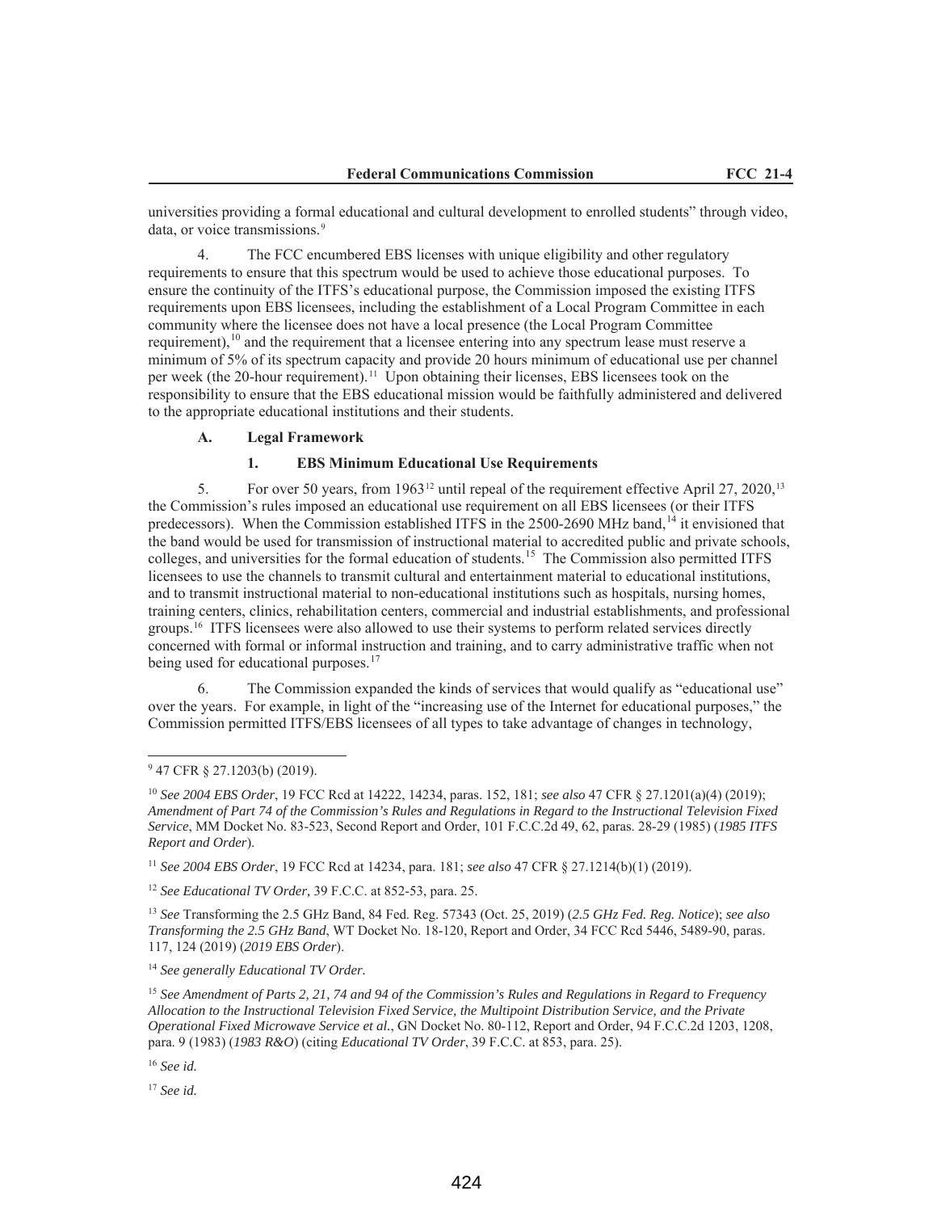universities providing a formal educational and cultural development to enrolled students" through video, data, or voice transmissions.[9]

4. The FCC encumbered EBS licenses with unique eligibility and other regulatory requirements to ensure that this spectrum would be used to achieve those educational purposes. To ensure the continuity of the ITFS's educational purpose, the Commission imposed the existing ITFS requirements upon EBS licensees, including the establishment of a Local Program Committee in each community where the licensee does not have a local presence (the Local Program Committee requirement),[10] and the requirement that a licensee entering into any spectrum lease must reserve a minimum of 5% of its spectrum capacity and provide 20 hours minimum of educational use per channel per week (the 20-hour requirement).[11] Upon obtaining their licenses, EBS licensees took on the responsibility to ensure that the EBS educational mission would be faithfully administered and delivered to the appropriate educational institutions and their students.

### A. Legal Framework

#### 1. EBS Minimum Educational Use Requirements

5. For over 50 years, from 1963[12] until repeal of the requirement effective April 27, 2020,[13] the Commission's rules imposed an educational use requirement on all EBS licensees (or their ITFS predecessors). When the Commission established ITFS in the 2500-2690 MHz band,[14] it envisioned that the band would be used for transmission of instructional material to accredited public and private schools, colleges, and universities for the formal education of students.[15] The Commission also permitted ITFS licensees to use the channels to transmit cultural and entertainment material to educational institutions, and to transmit instructional material to non-educational institutions such as hospitals, nursing homes, training centers, clinics, rehabilitation centers, commercial and industrial establishments, and professional groups.[16] ITFS licensees were also allowed to use their systems to perform related services directly concerned with formal or informal instruction and training, and to carry administrative traffic when not being used for educational purposes.[17]

6. The Commission expanded the kinds of services that would qualify as "educational use" over the years. For example, in light of the "increasing use of the Internet for educational purposes," the Commission permitted ITFS/EBS licensees of all types to take advantage of changes in technology,

---

[9] 47 CFR § 27.1203(b) (2019).

[10] *See 2004 EBS Order*, 19 FCC Rcd at 14222, 14234, paras. 152, 181; *see also* 47 CFR § 27.1201(a)(4) (2019); *Amendment of Part 74 of the Commission's Rules and Regulations in Regard to the Instructional Television Fixed Service*, MM Docket No. 83-523, Second Report and Order, 101 F.C.C.2d 49, 62, paras. 28-29 (1985) (*1985 ITFS Report and Order*).

[11] *See 2004 EBS Order*, 19 FCC Rcd at 14234, para. 181; *see also* 47 CFR § 27.1214(b)(1) (2019).

[12] *See Educational TV Order,* 39 F.C.C. at 852-53, para. 25.

[13] *See* Transforming the 2.5 GHz Band, 84 Fed. Reg. 57343 (Oct. 25, 2019) (*2.5 GHz Fed. Reg. Notice*); *see also Transforming the 2.5 GHz Band*, WT Docket No. 18-120, Report and Order, 34 FCC Rcd 5446, 5489-90, paras. 117, 124 (2019) (*2019 EBS Order*).

[14] *See generally Educational TV Order.*

[15] *See Amendment of Parts 2, 21, 74 and 94 of the Commission's Rules and Regulations in Regard to Frequency Allocation to the Instructional Television Fixed Service, the Multipoint Distribution Service, and the Private Operational Fixed Microwave Service et al.*, GN Docket No. 80-112, Report and Order, 94 F.C.C.2d 1203, 1208, para. 9 (1983) (*1983 R&O*) (citing *Educational TV Order*, 39 F.C.C. at 853, para. 25).

[16] *See id.*

[17] *See id.*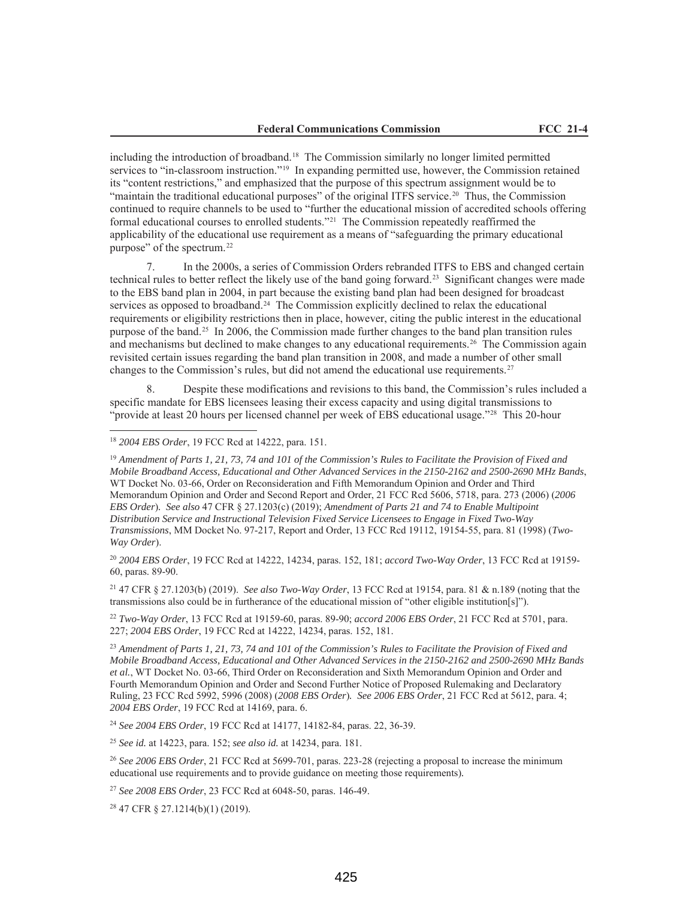including the introduction of broadband.[18] The Commission similarly no longer limited permitted services to "in-classroom instruction."[19] In expanding permitted use, however, the Commission retained its "content restrictions," and emphasized that the purpose of this spectrum assignment would be to "maintain the traditional educational purposes" of the original ITFS service.[20] Thus, the Commission continued to require channels to be used to "further the educational mission of accredited schools offering formal educational courses to enrolled students."[21] The Commission repeatedly reaffirmed the applicability of the educational use requirement as a means of "safeguarding the primary educational purpose" of the spectrum.[22]

7. In the 2000s, a series of Commission Orders rebranded ITFS to EBS and changed certain technical rules to better reflect the likely use of the band going forward.[23] Significant changes were made to the EBS band plan in 2004, in part because the existing band plan had been designed for broadcast services as opposed to broadband.[24] The Commission explicitly declined to relax the educational requirements or eligibility restrictions then in place, however, citing the public interest in the educational purpose of the band.[25] In 2006, the Commission made further changes to the band plan transition rules and mechanisms but declined to make changes to any educational requirements.[26] The Commission again revisited certain issues regarding the band plan transition in 2008, and made a number of other small changes to the Commission's rules, but did not amend the educational use requirements.[27]

8. Despite these modifications and revisions to this band, the Commission's rules included a specific mandate for EBS licensees leasing their excess capacity and using digital transmissions to "provide at least 20 hours per licensed channel per week of EBS educational usage."[28] This 20-hour

---

[18] *2004 EBS Order*, 19 FCC Rcd at 14222, para. 151.

[19] *Amendment of Parts 1, 21, 73, 74 and 101 of the Commission's Rules to Facilitate the Provision of Fixed and Mobile Broadband Access, Educational and Other Advanced Services in the 2150-2162 and 2500-2690 MHz Bands*, WT Docket No. 03-66, Order on Reconsideration and Fifth Memorandum Opinion and Order and Third Memorandum Opinion and Order and Second Report and Order, 21 FCC Rcd 5606, 5718, para. 273 (2006) (*2006 EBS Order*). *See also* 47 CFR § 27.1203(c) (2019); *Amendment of Parts 21 and 74 to Enable Multipoint Distribution Service and Instructional Television Fixed Service Licensees to Engage in Fixed Two-Way Transmissions*, MM Docket No. 97-217, Report and Order, 13 FCC Rcd 19112, 19154-55, para. 81 (1998) (*Two-Way Order*).

[20] *2004 EBS Order*, 19 FCC Rcd at 14222, 14234, paras. 152, 181; *accord Two-Way Order*, 13 FCC Rcd at 19159-60, paras. 89-90.

[21] 47 CFR § 27.1203(b) (2019). *See also Two-Way Order*, 13 FCC Rcd at 19154, para. 81 & n.189 (noting that the transmissions also could be in furtherance of the educational mission of "other eligible institution[s]").

[22] *Two-Way Order*, 13 FCC Rcd at 19159-60, paras. 89-90; *accord 2006 EBS Order*, 21 FCC Rcd at 5701, para. 227; *2004 EBS Order*, 19 FCC Rcd at 14222, 14234, paras. 152, 181.

[23] *Amendment of Parts 1, 21, 73, 74 and 101 of the Commission's Rules to Facilitate the Provision of Fixed and Mobile Broadband Access, Educational and Other Advanced Services in the 2150-2162 and 2500-2690 MHz Bands et al.*, WT Docket No. 03-66, Third Order on Reconsideration and Sixth Memorandum Opinion and Order and Fourth Memorandum Opinion and Order and Second Further Notice of Proposed Rulemaking and Declaratory Ruling, 23 FCC Rcd 5992, 5996 (2008) (*2008 EBS Order*). *See 2006 EBS Order*, 21 FCC Rcd at 5612, para. 4; *2004 EBS Order*, 19 FCC Rcd at 14169, para. 6.

[24] *See 2004 EBS Order*, 19 FCC Rcd at 14177, 14182-84, paras. 22, 36-39.

[25] *See id.* at 14223, para. 152; *see also id.* at 14234, para. 181.

[26] *See 2006 EBS Order*, 21 FCC Rcd at 5699-701, paras. 223-28 (rejecting a proposal to increase the minimum educational use requirements and to provide guidance on meeting those requirements).

[27] *See 2008 EBS Order*, 23 FCC Rcd at 6048-50, paras. 146-49.

[28] 47 CFR § 27.1214(b)(1) (2019).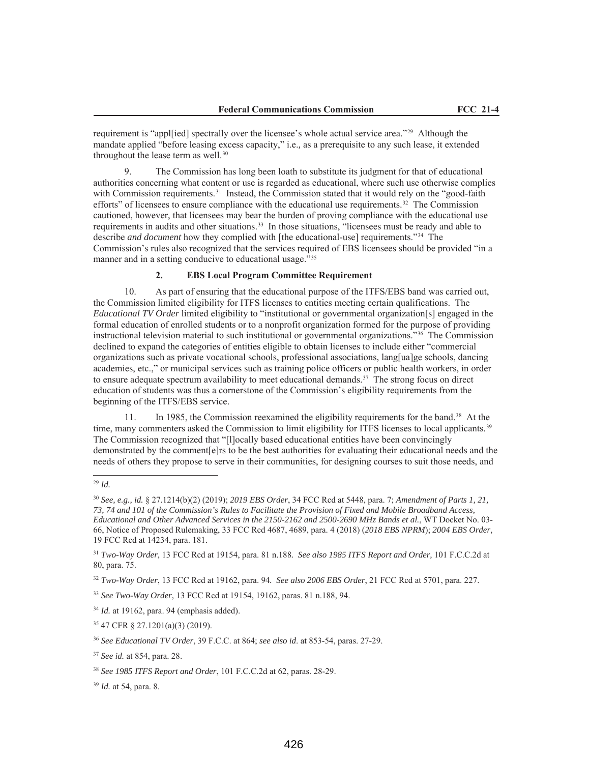requirement is "appl[ied] spectrally over the licensee's whole actual service area."[29] Although the mandate applied "before leasing excess capacity," i.e., as a prerequisite to any such lease, it extended throughout the lease term as well.[30]

9. The Commission has long been loath to substitute its judgment for that of educational authorities concerning what content or use is regarded as educational, where such use otherwise complies with Commission requirements.[31] Instead, the Commission stated that it would rely on the "good-faith efforts" of licensees to ensure compliance with the educational use requirements.[32] The Commission cautioned, however, that licensees may bear the burden of proving compliance with the educational use requirements in audits and other situations.[33] In those situations, "licensees must be ready and able to describe *and document* how they complied with [the educational-use] requirements."[34] The Commission's rules also recognized that the services required of EBS licensees should be provided "in a manner and in a setting conducive to educational usage."[35]

#### 2. EBS Local Program Committee Requirement

10. As part of ensuring that the educational purpose of the ITFS/EBS band was carried out, the Commission limited eligibility for ITFS licenses to entities meeting certain qualifications. The *Educational TV Order* limited eligibility to "institutional or governmental organization[s] engaged in the formal education of enrolled students or to a nonprofit organization formed for the purpose of providing instructional television material to such institutional or governmental organizations."[36] The Commission declined to expand the categories of entities eligible to obtain licenses to include either "commercial organizations such as private vocational schools, professional associations, lang[ua]ge schools, dancing academies, etc.," or municipal services such as training police officers or public health workers, in order to ensure adequate spectrum availability to meet educational demands.[37] The strong focus on direct education of students was thus a cornerstone of the Commission's eligibility requirements from the beginning of the ITFS/EBS service.

11. In 1985, the Commission reexamined the eligibility requirements for the band.[38] At the time, many commenters asked the Commission to limit eligibility for ITFS licenses to local applicants.[39] The Commission recognized that "[l]ocally based educational entities have been convincingly demonstrated by the comment[e]rs to be the best authorities for evaluating their educational needs and the needs of others they propose to serve in their communities, for designing courses to suit those needs, and

---

[29] *Id.*

[30] *See, e.g., id.* § 27.1214(b)(2) (2019); *2019 EBS Order*, 34 FCC Rcd at 5448, para. 7; *Amendment of Parts 1, 21, 73, 74 and 101 of the Commission's Rules to Facilitate the Provision of Fixed and Mobile Broadband Access, Educational and Other Advanced Services in the 2150-2162 and 2500-2690 MHz Bands et al.*, WT Docket No. 03-66, Notice of Proposed Rulemaking, 33 FCC Rcd 4687, 4689, para. 4 (2018) (*2018 EBS NPRM*); *2004 EBS Order*, 19 FCC Rcd at 14234, para. 181.

[31] *Two-Way Order*, 13 FCC Rcd at 19154, para. 81 n.188. *See also 1985 ITFS Report and Order,* 101 F.C.C.2d at 80, para. 75.

[32] *Two-Way Order*, 13 FCC Rcd at 19162, para. 94. *See also 2006 EBS Order*, 21 FCC Rcd at 5701, para. 227.

[33] *See Two-Way Order*, 13 FCC Rcd at 19154, 19162, paras. 81 n.188, 94.

[34] *Id.* at 19162, para. 94 (emphasis added).

[35] 47 CFR § 27.1201(a)(3) (2019).

[36] *See Educational TV Order*, 39 F.C.C. at 864; *see also id*. at 853-54, paras. 27-29.

[37] *See id.* at 854, para. 28.

[38] *See 1985 ITFS Report and Order*, 101 F.C.C.2d at 62, paras. 28-29.

[39] *Id.* at 54, para. 8.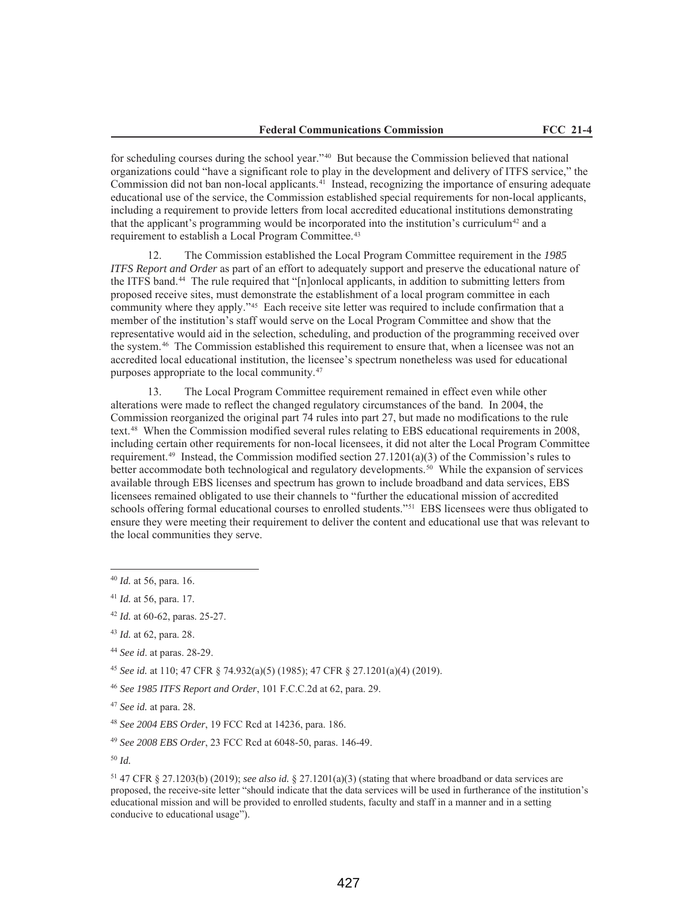for scheduling courses during the school year."[40] But because the Commission believed that national organizations could "have a significant role to play in the development and delivery of ITFS service," the Commission did not ban non-local applicants.[41] Instead, recognizing the importance of ensuring adequate educational use of the service, the Commission established special requirements for non-local applicants, including a requirement to provide letters from local accredited educational institutions demonstrating that the applicant's programming would be incorporated into the institution's curriculum[42] and a requirement to establish a Local Program Committee.[43]

12. The Commission established the Local Program Committee requirement in the *1985 ITFS Report and Order* as part of an effort to adequately support and preserve the educational nature of the ITFS band.[44] The rule required that "[n]onlocal applicants, in addition to submitting letters from proposed receive sites, must demonstrate the establishment of a local program committee in each community where they apply."[45] Each receive site letter was required to include confirmation that a member of the institution's staff would serve on the Local Program Committee and show that the representative would aid in the selection, scheduling, and production of the programming received over the system.[46] The Commission established this requirement to ensure that, when a licensee was not an accredited local educational institution, the licensee's spectrum nonetheless was used for educational purposes appropriate to the local community.[47]

13. The Local Program Committee requirement remained in effect even while other alterations were made to reflect the changed regulatory circumstances of the band. In 2004, the Commission reorganized the original part 74 rules into part 27, but made no modifications to the rule text.[48] When the Commission modified several rules relating to EBS educational requirements in 2008, including certain other requirements for non-local licensees, it did not alter the Local Program Committee requirement.[49] Instead, the Commission modified section 27.1201(a)(3) of the Commission's rules to better accommodate both technological and regulatory developments.[50] While the expansion of services available through EBS licenses and spectrum has grown to include broadband and data services, EBS licensees remained obligated to use their channels to "further the educational mission of accredited schools offering formal educational courses to enrolled students."[51] EBS licensees were thus obligated to ensure they were meeting their requirement to deliver the content and educational use that was relevant to the local communities they serve.

---

[40] *Id.* at 56, para. 16.

[41] *Id.* at 56, para. 17.

[42] *Id.* at 60-62, paras. 25-27.

[43] *Id.* at 62, para. 28.

[44] *See id*. at paras. 28-29.

[45] *See id.* at 110; 47 CFR § 74.932(a)(5) (1985); 47 CFR § 27.1201(a)(4) (2019).

[46] *See 1985 ITFS Report and Order*, 101 F.C.C.2d at 62, para. 29.

[47] *See id.* at para. 28.

[48] *See 2004 EBS Order*, 19 FCC Rcd at 14236, para. 186.

[49] *See 2008 EBS Order*, 23 FCC Rcd at 6048-50, paras. 146-49.

[50] *Id.*

[51] 47 CFR § 27.1203(b) (2019); *see also id.* § 27.1201(a)(3) (stating that where broadband or data services are proposed, the receive-site letter "should indicate that the data services will be used in furtherance of the institution's educational mission and will be provided to enrolled students, faculty and staff in a manner and in a setting conducive to educational usage").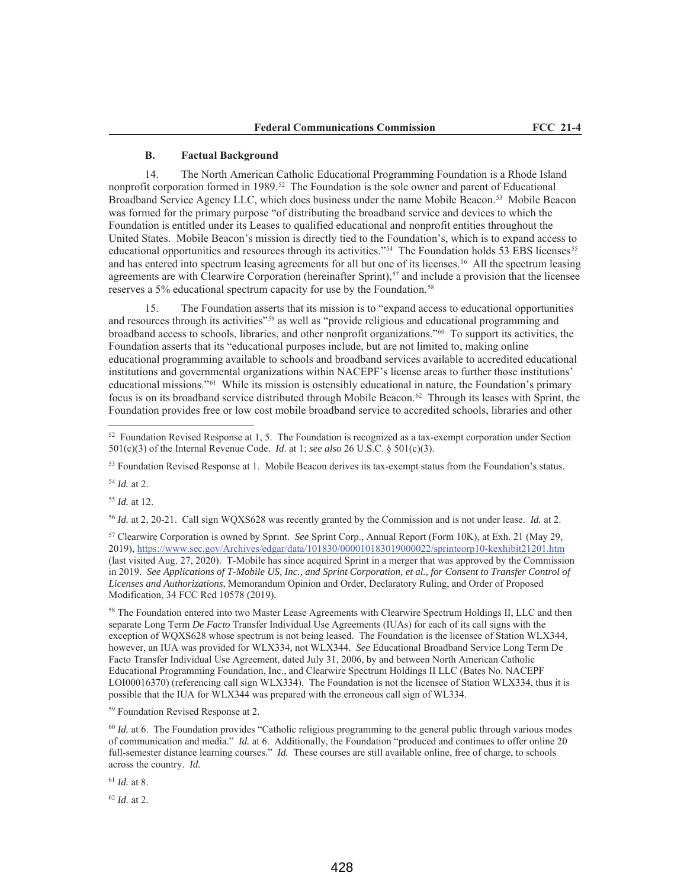### B. Factual Background

14. The North American Catholic Educational Programming Foundation is a Rhode Island nonprofit corporation formed in 1989.[52] The Foundation is the sole owner and parent of Educational Broadband Service Agency LLC, which does business under the name Mobile Beacon.[53] Mobile Beacon was formed for the primary purpose "of distributing the broadband service and devices to which the Foundation is entitled under its Leases to qualified educational and nonprofit entities throughout the United States. Mobile Beacon's mission is directly tied to the Foundation's, which is to expand access to educational opportunities and resources through its activities."[54] The Foundation holds 53 EBS licenses[55] and has entered into spectrum leasing agreements for all but one of its licenses.[56] All the spectrum leasing agreements are with Clearwire Corporation (hereinafter Sprint),[57] and include a provision that the licensee reserves a 5% educational spectrum capacity for use by the Foundation.[58]

15. The Foundation asserts that its mission is to "expand access to educational opportunities and resources through its activities"[59] as well as "provide religious and educational programming and broadband access to schools, libraries, and other nonprofit organizations."[60] To support its activities, the Foundation asserts that its "educational purposes include, but are not limited to, making online educational programming available to schools and broadband services available to accredited educational institutions and governmental organizations within NACEPF's license areas to further those institutions' educational missions."[61] While its mission is ostensibly educational in nature, the Foundation's primary focus is on its broadband service distributed through Mobile Beacon.[62] Through its leases with Sprint, the Foundation provides free or low cost mobile broadband service to accredited schools, libraries and other

---

[52] Foundation Revised Response at 1, 5. The Foundation is recognized as a tax-exempt corporation under Section 501(c)(3) of the Internal Revenue Code. *Id*. at 1; *see also* 26 U.S.C. § 501(c)(3).

[53] Foundation Revised Response at 1. Mobile Beacon derives its tax-exempt status from the Foundation's status.

[54] *Id.* at 2.

[55] *Id.* at 12.

[56] *Id.* at 2, 20-21. Call sign WQXS628 was recently granted by the Commission and is not under lease. *Id.* at 2.

[57] Clearwire Corporation is owned by Sprint. *See* Sprint Corp., Annual Report (Form 10K), at Exh. 21 (May 29, 2019), https://www.sec.gov/Archives/edgar/data/101830/000010183019000022/sprintcorp10-kexhibit21201.htm (last visited Aug. 27, 2020). T-Mobile has since acquired Sprint in a merger that was approved by the Commission in 2019. *See Applications of T-Mobile US, Inc., and Sprint Corporation, et al., for Consent to Transfer Control of Licenses and Authorizations,* Memorandum Opinion and Order, Declaratory Ruling, and Order of Proposed Modification, 34 FCC Rcd 10578 (2019).

[58] The Foundation entered into two Master Lease Agreements with Clearwire Spectrum Holdings II, LLC and then separate Long Term *De Facto* Transfer Individual Use Agreements (IUAs) for each of its call signs with the exception of WQXS628 whose spectrum is not being leased. The Foundation is the licensee of Station WLX344, however, an IUA was provided for WLX334, not WLX344. *See* Educational Broadband Service Long Term De Facto Transfer Individual Use Agreement, dated July 31, 2006, by and between North American Catholic Educational Programming Foundation, Inc., and Clearwire Spectrum Holdings II LLC (Bates No. NACEPF LOI00016370) (referencing call sign WLX334). The Foundation is not the licensee of Station WLX334, thus it is possible that the IUA for WLX344 was prepared with the erroneous call sign of WL334.

[59] Foundation Revised Response at 2.

[60] *Id.* at 6. The Foundation provides "Catholic religious programming to the general public through various modes of communication and media." *Id.* at 6. Additionally, the Foundation "produced and continues to offer online 20 full-semester distance learning courses." *Id.* These courses are still available online, free of charge, to schools across the country. *Id.*

[61] *Id.* at 8.

[62] *Id.* at 2.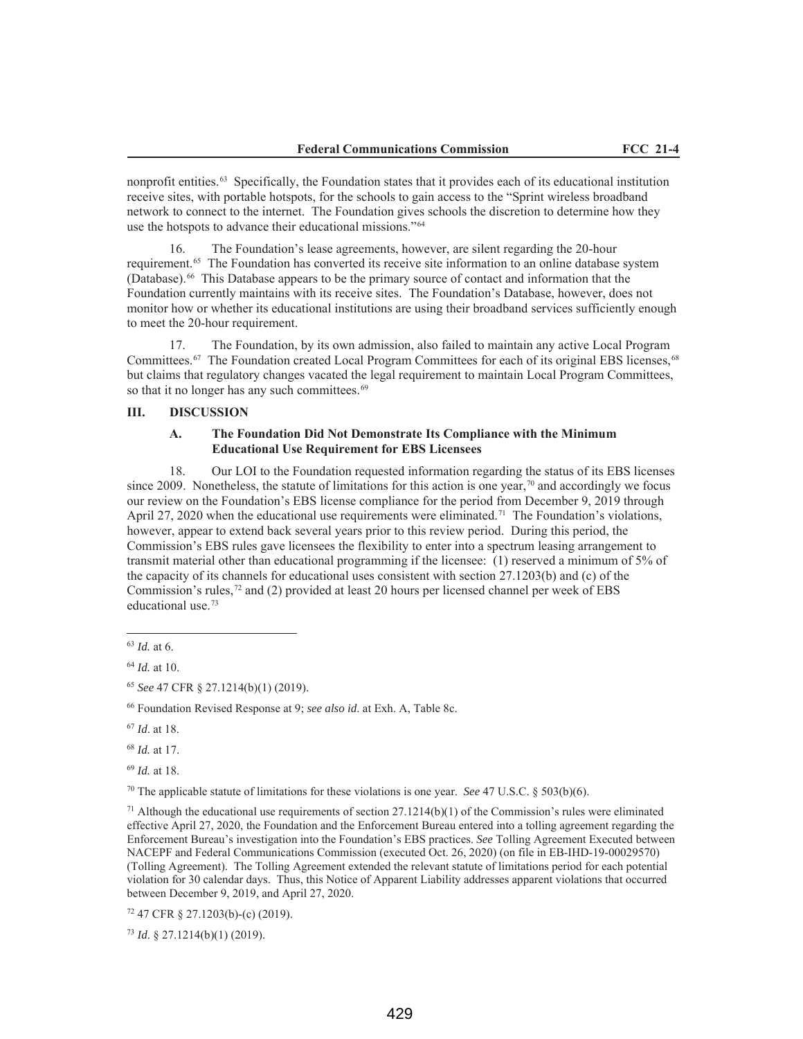nonprofit entities.[63] Specifically, the Foundation states that it provides each of its educational institution receive sites, with portable hotspots, for the schools to gain access to the "Sprint wireless broadband network to connect to the internet. The Foundation gives schools the discretion to determine how they use the hotspots to advance their educational missions."[64]

16. The Foundation's lease agreements, however, are silent regarding the 20-hour requirement.[65] The Foundation has converted its receive site information to an online database system (Database).[66] This Database appears to be the primary source of contact and information that the Foundation currently maintains with its receive sites. The Foundation's Database, however, does not monitor how or whether its educational institutions are using their broadband services sufficiently enough to meet the 20-hour requirement.

17. The Foundation, by its own admission, also failed to maintain any active Local Program Committees.[67] The Foundation created Local Program Committees for each of its original EBS licenses,[68] but claims that regulatory changes vacated the legal requirement to maintain Local Program Committees, so that it no longer has any such committees.[69]

## III. DISCUSSION

### A. The Foundation Did Not Demonstrate Its Compliance with the Minimum Educational Use Requirement for EBS Licensees

18. Our LOI to the Foundation requested information regarding the status of its EBS licenses since 2009. Nonetheless, the statute of limitations for this action is one year,[70] and accordingly we focus our review on the Foundation's EBS license compliance for the period from December 9, 2019 through April 27, 2020 when the educational use requirements were eliminated.[71] The Foundation's violations, however, appear to extend back several years prior to this review period. During this period, the Commission's EBS rules gave licensees the flexibility to enter into a spectrum leasing arrangement to transmit material other than educational programming if the licensee: (1) reserved a minimum of 5% of the capacity of its channels for educational uses consistent with section 27.1203(b) and (c) of the Commission's rules,[72] and (2) provided at least 20 hours per licensed channel per week of EBS educational use.[73]

---

[63] *Id.* at 6.

[64] *Id.* at 10.

[65] *See* 47 CFR § 27.1214(b)(1) (2019).

[66] Foundation Revised Response at 9; *see also id*. at Exh. A, Table 8c.

[67] *Id*. at 18.

[68] *Id.* at 17.

[69] *Id.* at 18.

[70] The applicable statute of limitations for these violations is one year. *See* 47 U.S.C. § 503(b)(6).

[71] Although the educational use requirements of section 27.1214(b)(1) of the Commission's rules were eliminated effective April 27, 2020, the Foundation and the Enforcement Bureau entered into a tolling agreement regarding the Enforcement Bureau's investigation into the Foundation's EBS practices. *See* Tolling Agreement Executed between NACEPF and Federal Communications Commission (executed Oct. 26, 2020) (on file in EB-IHD-19-00029570) (Tolling Agreement). The Tolling Agreement extended the relevant statute of limitations period for each potential violation for 30 calendar days. Thus, this Notice of Apparent Liability addresses apparent violations that occurred between December 9, 2019, and April 27, 2020.

[72] 47 CFR § 27.1203(b)-(c) (2019).

[73] *Id*. § 27.1214(b)(1) (2019).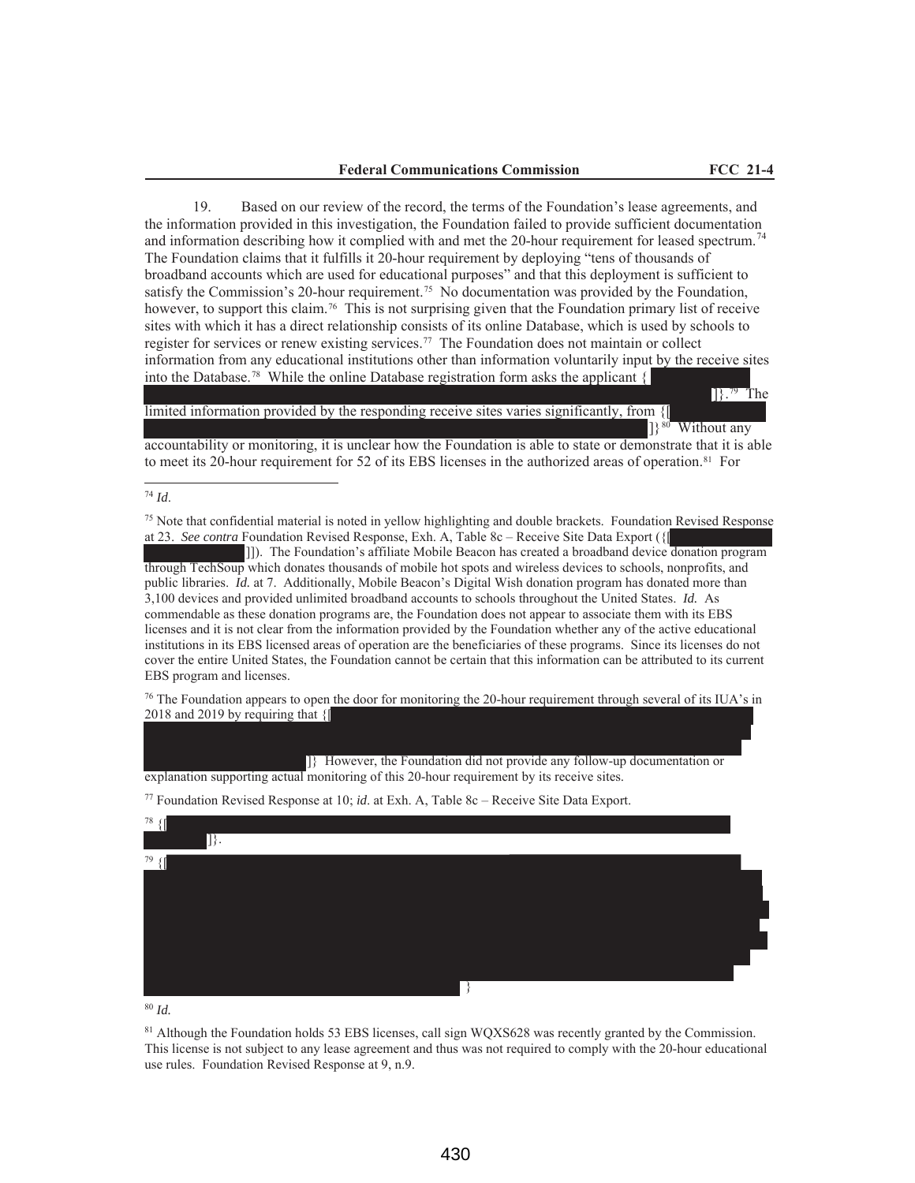19. Based on our review of the record, the terms of the Foundation's lease agreements, and the information provided in this investigation, the Foundation failed to provide sufficient documentation and information describing how it complied with and met the 20-hour requirement for leased spectrum.[74] The Foundation claims that it fulfills it 20-hour requirement by deploying "tens of thousands of broadband accounts which are used for educational purposes" and that this deployment is sufficient to satisfy the Commission's 20-hour requirement.[75] No documentation was provided by the Foundation, however, to support this claim.[76] This is not surprising given that the Foundation primary list of receive sites with which it has a direct relationship consists of its online Database, which is used by schools to register for services or renew existing services.[77] The Foundation does not maintain or collect information from any educational institutions other than information voluntarily input by the receive sites into the Database.[78] While the online Database registration form asks the applicant { ]}.[79] The limited information provided by the responding receive sites varies significantly, from {[ ]}[80] Without any accountability or monitoring, it is unclear how the Foundation is able to state or demonstrate that it is able to meet its 20-hour requirement for 52 of its EBS licenses in the authorized areas of operation.[81] For

---

[74] *Id*.

[75] Note that confidential material is noted in yellow highlighting and double brackets. Foundation Revised Response at 23. *See contra* Foundation Revised Response, Exh. A, Table 8c – Receive Site Data Export ({[ ]]). The Foundation's affiliate Mobile Beacon has created a broadband device donation program through TechSoup which donates thousands of mobile hot spots and wireless devices to schools, nonprofits, and public libraries. *Id.* at 7. Additionally, Mobile Beacon's Digital Wish donation program has donated more than 3,100 devices and provided unlimited broadband accounts to schools throughout the United States. *Id.* As commendable as these donation programs are, the Foundation does not appear to associate them with its EBS licenses and it is not clear from the information provided by the Foundation whether any of the active educational institutions in its EBS licensed areas of operation are the beneficiaries of these programs. Since its licenses do not cover the entire United States, the Foundation cannot be certain that this information can be attributed to its current EBS program and licenses.

[76] The Foundation appears to open the door for monitoring the 20-hour requirement through several of its IUA's in 2018 and 2019 by requiring that {[ ]} However, the Foundation did not provide any follow-up documentation or explanation supporting actual monitoring of this 20-hour requirement by its receive sites.

[77] Foundation Revised Response at 10; *id.* at Exh. A, Table 8c – Receive Site Data Export.

[78] {[ ]}.

[79] {[ }

[80] *Id.*

[81] Although the Foundation holds 53 EBS licenses, call sign WQXS628 was recently granted by the Commission. This license is not subject to any lease agreement and thus was not required to comply with the 20-hour educational use rules. Foundation Revised Response at 9, n.9.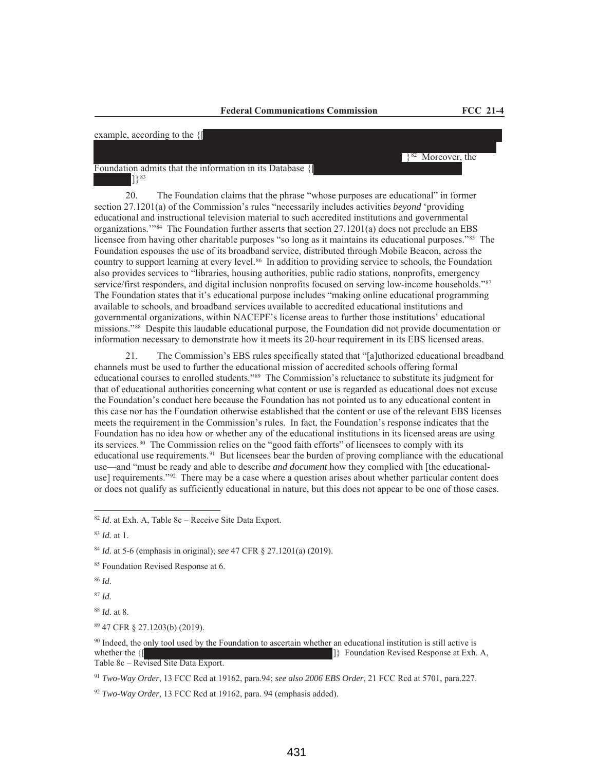example, according to the {[

}[82] Moreover, the Foundation admits that the information in its Database {[ ]}[83]

20. The Foundation claims that the phrase "whose purposes are educational" in former section 27.1201(a) of the Commission's rules "necessarily includes activities *beyond* 'providing educational and instructional television material to such accredited institutions and governmental organizations.'"[84] The Foundation further asserts that section 27.1201(a) does not preclude an EBS licensee from having other charitable purposes "so long as it maintains its educational purposes."[85] The Foundation espouses the use of its broadband service, distributed through Mobile Beacon, across the country to support learning at every level.[86] In addition to providing service to schools, the Foundation also provides services to "libraries, housing authorities, public radio stations, nonprofits, emergency service/first responders, and digital inclusion nonprofits focused on serving low-income households."[87] The Foundation states that it's educational purpose includes "making online educational programming available to schools, and broadband services available to accredited educational institutions and governmental organizations, within NACEPF's license areas to further those institutions' educational missions."[88] Despite this laudable educational purpose, the Foundation did not provide documentation or information necessary to demonstrate how it meets its 20-hour requirement in its EBS licensed areas.

21. The Commission's EBS rules specifically stated that "[a]uthorized educational broadband channels must be used to further the educational mission of accredited schools offering formal educational courses to enrolled students."[89] The Commission's reluctance to substitute its judgment for that of educational authorities concerning what content or use is regarded as educational does not excuse the Foundation's conduct here because the Foundation has not pointed us to any educational content in this case nor has the Foundation otherwise established that the content or use of the relevant EBS licenses meets the requirement in the Commission's rules. In fact, the Foundation's response indicates that the Foundation has no idea how or whether any of the educational institutions in its licensed areas are using its services.[90] The Commission relies on the "good faith efforts" of licensees to comply with its educational use requirements.[91] But licensees bear the burden of proving compliance with the educational use—and "must be ready and able to describe *and document* how they complied with [the educational-use] requirements."[92] There may be a case where a question arises about whether particular content does or does not qualify as sufficiently educational in nature, but this does not appear to be one of those cases.

---

[82] *Id*. at Exh. A, Table 8c – Receive Site Data Export.

[83] *Id.* at 1.

[84] *Id*. at 5-6 (emphasis in original); *see* 47 CFR § 27.1201(a) (2019).

[85] Foundation Revised Response at 6.

[86] *Id*.

[87] *Id.*

[88] *Id*. at 8.

[89] 47 CFR § 27.1203(b) (2019).

[90] Indeed, the only tool used by the Foundation to ascertain whether an educational institution is still active is whether the {[ ]} Foundation Revised Response at Exh. A, Table 8c – Revised Site Data Export.

[91] *Two-Way Order*, 13 FCC Rcd at 19162, para.94; *see also 2006 EBS Order*, 21 FCC Rcd at 5701, para.227.

[92] *Two-Way Order*, 13 FCC Rcd at 19162, para. 94 (emphasis added).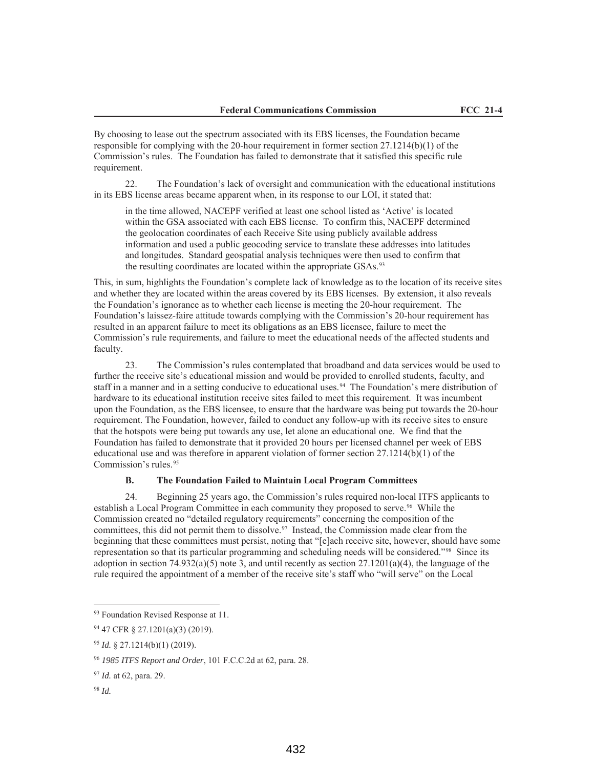By choosing to lease out the spectrum associated with its EBS licenses, the Foundation became responsible for complying with the 20-hour requirement in former section 27.1214(b)(1) of the Commission's rules. The Foundation has failed to demonstrate that it satisfied this specific rule requirement.

22. The Foundation's lack of oversight and communication with the educational institutions in its EBS license areas became apparent when, in its response to our LOI, it stated that:

> in the time allowed, NACEPF verified at least one school listed as 'Active' is located within the GSA associated with each EBS license. To confirm this, NACEPF determined the geolocation coordinates of each Receive Site using publicly available address information and used a public geocoding service to translate these addresses into latitudes and longitudes. Standard geospatial analysis techniques were then used to confirm that the resulting coordinates are located within the appropriate GSAs.[93]

This, in sum, highlights the Foundation's complete lack of knowledge as to the location of its receive sites and whether they are located within the areas covered by its EBS licenses. By extension, it also reveals the Foundation's ignorance as to whether each license is meeting the 20-hour requirement. The Foundation's laissez-faire attitude towards complying with the Commission's 20-hour requirement has resulted in an apparent failure to meet its obligations as an EBS licensee, failure to meet the Commission's rule requirements, and failure to meet the educational needs of the affected students and faculty.

23. The Commission's rules contemplated that broadband and data services would be used to further the receive site's educational mission and would be provided to enrolled students, faculty, and staff in a manner and in a setting conducive to educational uses.[94] The Foundation's mere distribution of hardware to its educational institution receive sites failed to meet this requirement. It was incumbent upon the Foundation, as the EBS licensee, to ensure that the hardware was being put towards the 20-hour requirement. The Foundation, however, failed to conduct any follow-up with its receive sites to ensure that the hotspots were being put towards any use, let alone an educational one. We find that the Foundation has failed to demonstrate that it provided 20 hours per licensed channel per week of EBS educational use and was therefore in apparent violation of former section 27.1214(b)(1) of the Commission's rules.[95]

### B. The Foundation Failed to Maintain Local Program Committees

24. Beginning 25 years ago, the Commission's rules required non-local ITFS applicants to establish a Local Program Committee in each community they proposed to serve.[96] While the Commission created no "detailed regulatory requirements" concerning the composition of the committees, this did not permit them to dissolve.[97] Instead, the Commission made clear from the beginning that these committees must persist, noting that "[e]ach receive site, however, should have some representation so that its particular programming and scheduling needs will be considered."[98] Since its adoption in section 74.932(a)(5) note 3, and until recently as section 27.1201(a)(4), the language of the rule required the appointment of a member of the receive site's staff who "will serve" on the Local

---

[93] Foundation Revised Response at 11.

[94] 47 CFR § 27.1201(a)(3) (2019).

[95] *Id.* § 27.1214(b)(1) (2019).

[96] *1985 ITFS Report and Order*, 101 F.C.C.2d at 62, para. 28.

[97] *Id.* at 62, para. 29.

[98] *Id.*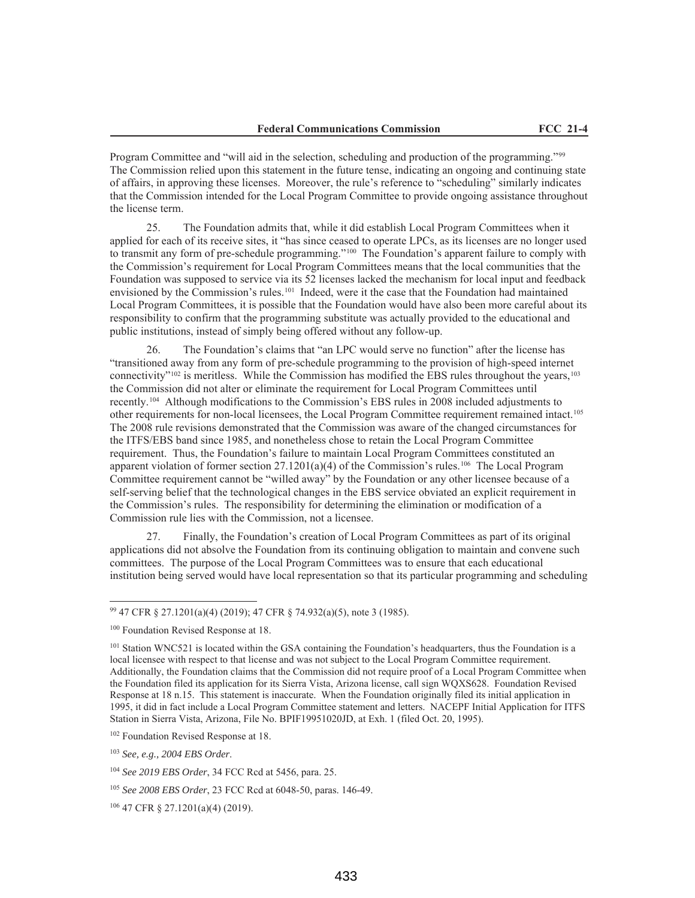Program Committee and "will aid in the selection, scheduling and production of the programming."[99] The Commission relied upon this statement in the future tense, indicating an ongoing and continuing state of affairs, in approving these licenses. Moreover, the rule's reference to "scheduling" similarly indicates that the Commission intended for the Local Program Committee to provide ongoing assistance throughout the license term.

25. The Foundation admits that, while it did establish Local Program Committees when it applied for each of its receive sites, it "has since ceased to operate LPCs, as its licenses are no longer used to transmit any form of pre-schedule programming."[100] The Foundation's apparent failure to comply with the Commission's requirement for Local Program Committees means that the local communities that the Foundation was supposed to service via its 52 licenses lacked the mechanism for local input and feedback envisioned by the Commission's rules.[101] Indeed, were it the case that the Foundation had maintained Local Program Committees, it is possible that the Foundation would have also been more careful about its responsibility to confirm that the programming substitute was actually provided to the educational and public institutions, instead of simply being offered without any follow-up.

26. The Foundation's claims that "an LPC would serve no function" after the license has "transitioned away from any form of pre-schedule programming to the provision of high-speed internet connectivity"[102] is meritless. While the Commission has modified the EBS rules throughout the years,[103] the Commission did not alter or eliminate the requirement for Local Program Committees until recently.[104] Although modifications to the Commission's EBS rules in 2008 included adjustments to other requirements for non-local licensees, the Local Program Committee requirement remained intact.[105] The 2008 rule revisions demonstrated that the Commission was aware of the changed circumstances for the ITFS/EBS band since 1985, and nonetheless chose to retain the Local Program Committee requirement. Thus, the Foundation's failure to maintain Local Program Committees constituted an apparent violation of former section 27.1201(a)(4) of the Commission's rules.[106] The Local Program Committee requirement cannot be "willed away" by the Foundation or any other licensee because of a self-serving belief that the technological changes in the EBS service obviated an explicit requirement in the Commission's rules. The responsibility for determining the elimination or modification of a Commission rule lies with the Commission, not a licensee.

27. Finally, the Foundation's creation of Local Program Committees as part of its original applications did not absolve the Foundation from its continuing obligation to maintain and convene such committees. The purpose of the Local Program Committees was to ensure that each educational institution being served would have local representation so that its particular programming and scheduling

---

[99] 47 CFR § 27.1201(a)(4) (2019); 47 CFR § 74.932(a)(5), note 3 (1985).

[100] Foundation Revised Response at 18.

[101] Station WNC521 is located within the GSA containing the Foundation's headquarters, thus the Foundation is a local licensee with respect to that license and was not subject to the Local Program Committee requirement. Additionally, the Foundation claims that the Commission did not require proof of a Local Program Committee when the Foundation filed its application for its Sierra Vista, Arizona license, call sign WQXS628. Foundation Revised Response at 18 n.15. This statement is inaccurate. When the Foundation originally filed its initial application in 1995, it did in fact include a Local Program Committee statement and letters. NACEPF Initial Application for ITFS Station in Sierra Vista, Arizona, File No. BPIF19951020JD, at Exh. 1 (filed Oct. 20, 1995).

[102] Foundation Revised Response at 18.

[103] *See, e.g., 2004 EBS Order*.

[104] *See 2019 EBS Order*, 34 FCC Rcd at 5456, para. 25.

[105] *See 2008 EBS Order*, 23 FCC Rcd at 6048-50, paras. 146-49.

[106] 47 CFR § 27.1201(a)(4) (2019).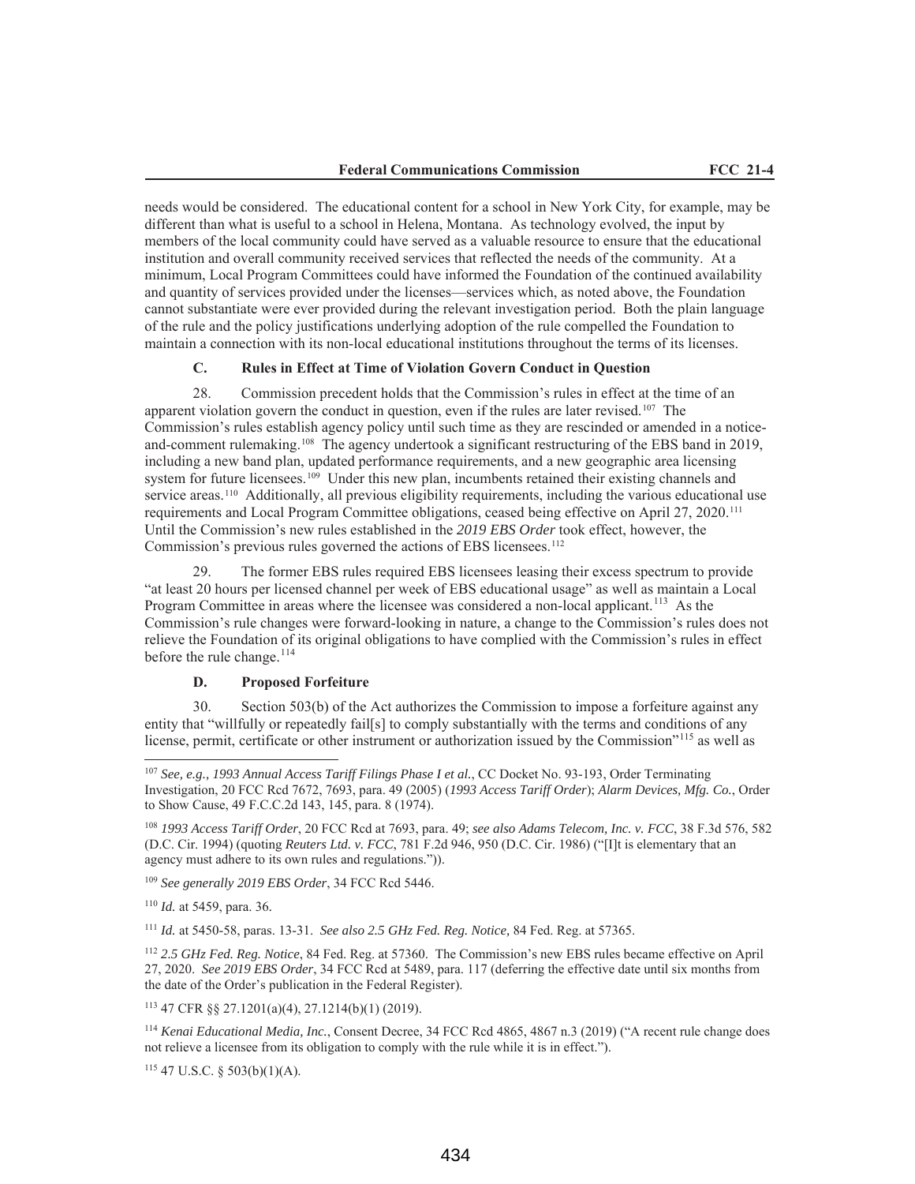needs would be considered. The educational content for a school in New York City, for example, may be different than what is useful to a school in Helena, Montana. As technology evolved, the input by members of the local community could have served as a valuable resource to ensure that the educational institution and overall community received services that reflected the needs of the community. At a minimum, Local Program Committees could have informed the Foundation of the continued availability and quantity of services provided under the licenses—services which, as noted above, the Foundation cannot substantiate were ever provided during the relevant investigation period. Both the plain language of the rule and the policy justifications underlying adoption of the rule compelled the Foundation to maintain a connection with its non-local educational institutions throughout the terms of its licenses.

### C. Rules in Effect at Time of Violation Govern Conduct in Question

28. Commission precedent holds that the Commission's rules in effect at the time of an apparent violation govern the conduct in question, even if the rules are later revised.[107] The Commission's rules establish agency policy until such time as they are rescinded or amended in a notice-and-comment rulemaking.[108] The agency undertook a significant restructuring of the EBS band in 2019, including a new band plan, updated performance requirements, and a new geographic area licensing system for future licensees.[109] Under this new plan, incumbents retained their existing channels and service areas.[110] Additionally, all previous eligibility requirements, including the various educational use requirements and Local Program Committee obligations, ceased being effective on April 27, 2020.[111] Until the Commission's new rules established in the *2019 EBS Order* took effect, however, the Commission's previous rules governed the actions of EBS licensees.[112]

29. The former EBS rules required EBS licensees leasing their excess spectrum to provide "at least 20 hours per licensed channel per week of EBS educational usage" as well as maintain a Local Program Committee in areas where the licensee was considered a non-local applicant.[113] As the Commission's rule changes were forward-looking in nature, a change to the Commission's rules does not relieve the Foundation of its original obligations to have complied with the Commission's rules in effect before the rule change.[114]

### D. Proposed Forfeiture

30. Section 503(b) of the Act authorizes the Commission to impose a forfeiture against any entity that "willfully or repeatedly fail[s] to comply substantially with the terms and conditions of any license, permit, certificate or other instrument or authorization issued by the Commission"[115] as well as

---

[107] *See, e.g., 1993 Annual Access Tariff Filings Phase I et al.*, CC Docket No. 93-193, Order Terminating Investigation, 20 FCC Rcd 7672, 7693, para. 49 (2005) (*1993 Access Tariff Order*); *Alarm Devices, Mfg. Co.*, Order to Show Cause, 49 F.C.C.2d 143, 145, para. 8 (1974).

[108] *1993 Access Tariff Order*, 20 FCC Rcd at 7693, para. 49; *see also Adams Telecom, Inc. v. FCC*, 38 F.3d 576, 582 (D.C. Cir. 1994) (quoting *Reuters Ltd. v. FCC*, 781 F.2d 946, 950 (D.C. Cir. 1986) ("[I]t is elementary that an agency must adhere to its own rules and regulations.")).

[109] *See generally 2019 EBS Order*, 34 FCC Rcd 5446.

[110] *Id.* at 5459, para. 36.

[111] *Id.* at 5450-58, paras. 13-31. *See also 2.5 GHz Fed. Reg. Notice,* 84 Fed. Reg. at 57365.

[112] *2.5 GHz Fed. Reg. Notice*, 84 Fed. Reg. at 57360. The Commission's new EBS rules became effective on April 27, 2020. *See 2019 EBS Order*, 34 FCC Rcd at 5489, para. 117 (deferring the effective date until six months from the date of the Order's publication in the Federal Register).

[113] 47 CFR §§ 27.1201(a)(4), 27.1214(b)(1) (2019).

[114] *Kenai Educational Media, Inc.*, Consent Decree, 34 FCC Rcd 4865, 4867 n.3 (2019) ("A recent rule change does not relieve a licensee from its obligation to comply with the rule while it is in effect.").

[115] 47 U.S.C. § 503(b)(1)(A).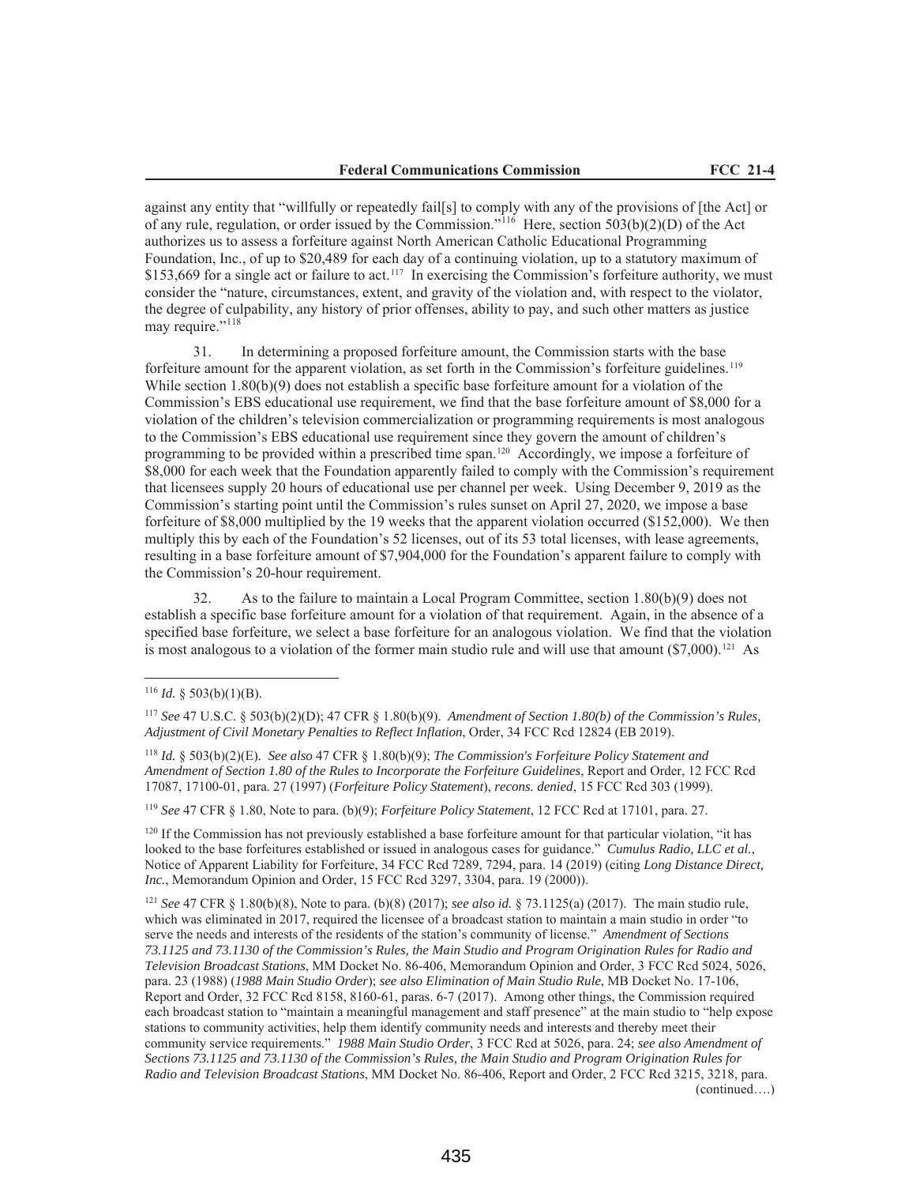against any entity that "willfully or repeatedly fail[s] to comply with any of the provisions of [the Act] or of any rule, regulation, or order issued by the Commission."[116] Here, section 503(b)(2)(D) of the Act authorizes us to assess a forfeiture against North American Catholic Educational Programming Foundation, Inc., of up to $20,489 for each day of a continuing violation, up to a statutory maximum of $153,669 for a single act or failure to act.[117] In exercising the Commission's forfeiture authority, we must consider the "nature, circumstances, extent, and gravity of the violation and, with respect to the violator, the degree of culpability, any history of prior offenses, ability to pay, and such other matters as justice may require."[118]

31. In determining a proposed forfeiture amount, the Commission starts with the base forfeiture amount for the apparent violation, as set forth in the Commission's forfeiture guidelines.[119] While section 1.80(b)(9) does not establish a specific base forfeiture amount for a violation of the Commission's EBS educational use requirement, we find that the base forfeiture amount of $8,000 for a violation of the children's television commercialization or programming requirements is most analogous to the Commission's EBS educational use requirement since they govern the amount of children's programming to be provided within a prescribed time span.[120] Accordingly, we impose a forfeiture of $8,000 for each week that the Foundation apparently failed to comply with the Commission's requirement that licensees supply 20 hours of educational use per channel per week. Using December 9, 2019 as the Commission's starting point until the Commission's rules sunset on April 27, 2020, we impose a base forfeiture of $8,000 multiplied by the 19 weeks that the apparent violation occurred ($152,000). We then multiply this by each of the Foundation's 52 licenses, out of its 53 total licenses, with lease agreements, resulting in a base forfeiture amount of $7,904,000 for the Foundation's apparent failure to comply with the Commission's 20-hour requirement.

32. As to the failure to maintain a Local Program Committee, section 1.80(b)(9) does not establish a specific base forfeiture amount for a violation of that requirement. Again, in the absence of a specified base forfeiture, we select a base forfeiture for an analogous violation. We find that the violation is most analogous to a violation of the former main studio rule and will use that amount ($7,000).[121] As

---

[116] *Id.* § 503(b)(1)(B).

[117] *See* 47 U.S.C. § 503(b)(2)(D); 47 CFR § 1.80(b)(9). *Amendment of Section 1.80(b) of the Commission's Rules, Adjustment of Civil Monetary Penalties to Reflect Inflation*, Order, 34 FCC Rcd 12824 (EB 2019).

[118] *Id.* § 503(b)(2)(E). *See also* 47 CFR § 1.80(b)(9); *The Commission's Forfeiture Policy Statement and Amendment of Section 1.80 of the Rules to Incorporate the Forfeiture Guidelines*, Report and Order, 12 FCC Rcd 17087, 17100-01, para. 27 (1997) (*Forfeiture Policy Statement*), *recons. denied*, 15 FCC Rcd 303 (1999).

[119] *See* 47 CFR § 1.80, Note to para. (b)(9); *Forfeiture Policy Statement*, 12 FCC Rcd at 17101, para. 27.

[120] If the Commission has not previously established a base forfeiture amount for that particular violation, "it has looked to the base forfeitures established or issued in analogous cases for guidance." *Cumulus Radio, LLC et al.*, Notice of Apparent Liability for Forfeiture, 34 FCC Rcd 7289, 7294, para. 14 (2019) (citing *Long Distance Direct, Inc.*, Memorandum Opinion and Order, 15 FCC Rcd 3297, 3304, para. 19 (2000)).

[121] *See* 47 CFR § 1.80(b)(8), Note to para. (b)(8) (2017); *see also id.* § 73.1125(a) (2017). The main studio rule, which was eliminated in 2017, required the licensee of a broadcast station to maintain a main studio in order "to serve the needs and interests of the residents of the station's community of license." *Amendment of Sections 73.1125 and 73.1130 of the Commission's Rules, the Main Studio and Program Origination Rules for Radio and Television Broadcast Stations*, MM Docket No. 86-406, Memorandum Opinion and Order, 3 FCC Rcd 5024, 5026, para. 23 (1988) (*1988 Main Studio Order*); *see also Elimination of Main Studio Rule*, MB Docket No. 17-106, Report and Order, 32 FCC Rcd 8158, 8160-61, paras. 6-7 (2017). Among other things, the Commission required each broadcast station to "maintain a meaningful management and staff presence" at the main studio to "help expose stations to community activities, help them identify community needs and interests and thereby meet their community service requirements." *1988 Main Studio Order*, 3 FCC Rcd at 5026, para. 24; *see also Amendment of Sections 73.1125 and 73.1130 of the Commission's Rules, the Main Studio and Program Origination Rules for Radio and Television Broadcast Stations*, MM Docket No. 86-406, Report and Order, 2 FCC Rcd 3215, 3218, para. (continued….)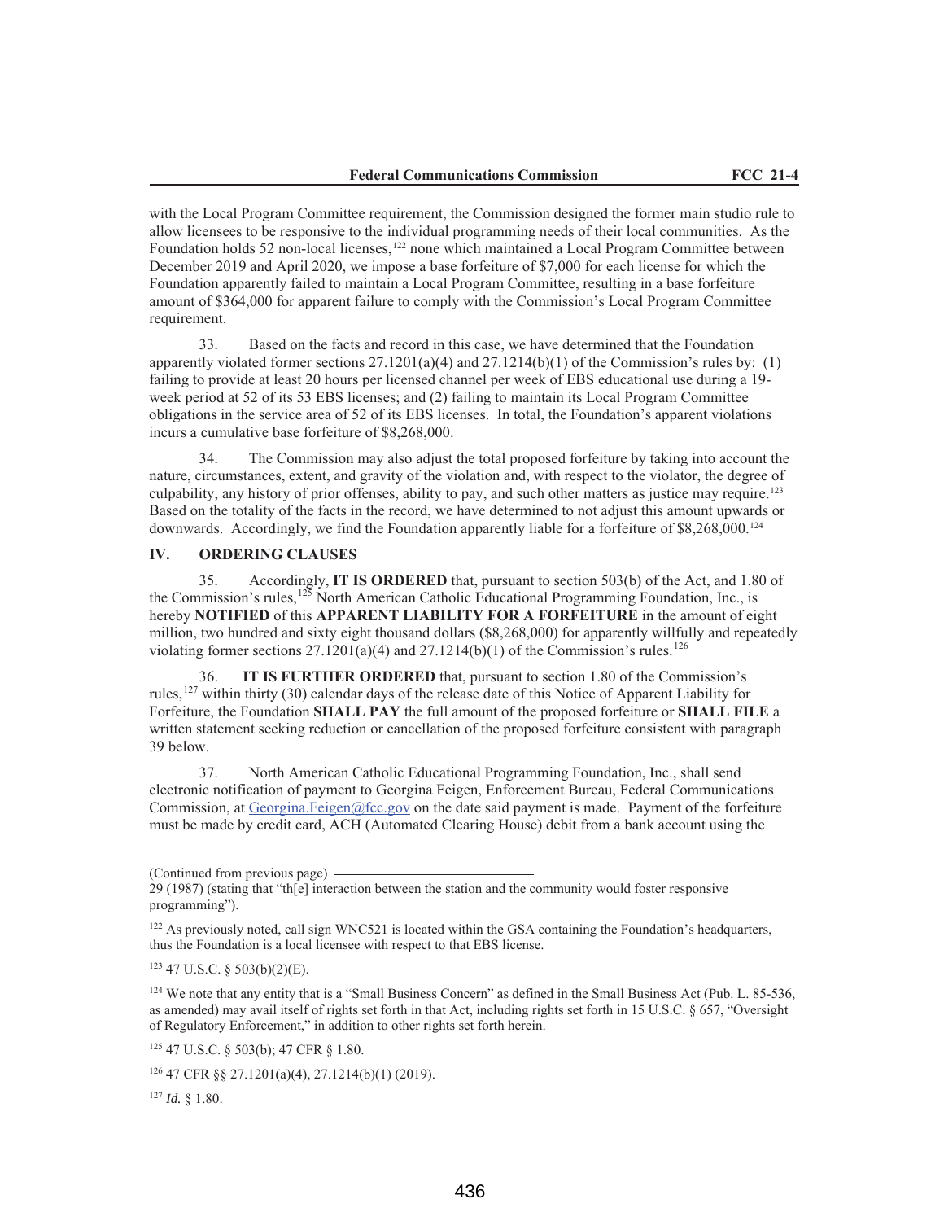with the Local Program Committee requirement, the Commission designed the former main studio rule to allow licensees to be responsive to the individual programming needs of their local communities. As the Foundation holds 52 non-local licenses,[122] none which maintained a Local Program Committee between December 2019 and April 2020, we impose a base forfeiture of $7,000 for each license for which the Foundation apparently failed to maintain a Local Program Committee, resulting in a base forfeiture amount of $364,000 for apparent failure to comply with the Commission's Local Program Committee requirement.

33. Based on the facts and record in this case, we have determined that the Foundation apparently violated former sections 27.1201(a)(4) and 27.1214(b)(1) of the Commission's rules by: (1) failing to provide at least 20 hours per licensed channel per week of EBS educational use during a 19-week period at 52 of its 53 EBS licenses; and (2) failing to maintain its Local Program Committee obligations in the service area of 52 of its EBS licenses. In total, the Foundation's apparent violations incurs a cumulative base forfeiture of $8,268,000.

34. The Commission may also adjust the total proposed forfeiture by taking into account the nature, circumstances, extent, and gravity of the violation and, with respect to the violator, the degree of culpability, any history of prior offenses, ability to pay, and such other matters as justice may require.[123] Based on the totality of the facts in the record, we have determined to not adjust this amount upwards or downwards. Accordingly, we find the Foundation apparently liable for a forfeiture of $8,268,000.[124]

## IV. ORDERING CLAUSES

35. Accordingly, **IT IS ORDERED** that, pursuant to section 503(b) of the Act, and 1.80 of the Commission's rules,[125] North American Catholic Educational Programming Foundation, Inc., is hereby **NOTIFIED** of this **APPARENT LIABILITY FOR A FORFEITURE** in the amount of eight million, two hundred and sixty eight thousand dollars ($8,268,000) for apparently willfully and repeatedly violating former sections 27.1201(a)(4) and 27.1214(b)(1) of the Commission's rules.[126]

36. **IT IS FURTHER ORDERED** that, pursuant to section 1.80 of the Commission's rules,[127] within thirty (30) calendar days of the release date of this Notice of Apparent Liability for Forfeiture, the Foundation **SHALL PAY** the full amount of the proposed forfeiture or **SHALL FILE** a written statement seeking reduction or cancellation of the proposed forfeiture consistent with paragraph 39 below.

37. North American Catholic Educational Programming Foundation, Inc., shall send electronic notification of payment to Georgina Feigen, Enforcement Bureau, Federal Communications Commission, at Georgina.Feigen@fcc.gov on the date said payment is made. Payment of the forfeiture must be made by credit card, ACH (Automated Clearing House) debit from a bank account using the

---

(Continued from previous page)
29 (1987) (stating that "th[e] interaction between the station and the community would foster responsive programming").

[122] As previously noted, call sign WNC521 is located within the GSA containing the Foundation's headquarters, thus the Foundation is a local licensee with respect to that EBS license.

[123] 47 U.S.C. § 503(b)(2)(E).

[124] We note that any entity that is a "Small Business Concern" as defined in the Small Business Act (Pub. L. 85-536, as amended) may avail itself of rights set forth in that Act, including rights set forth in 15 U.S.C. § 657, "Oversight of Regulatory Enforcement," in addition to other rights set forth herein.

[125] 47 U.S.C. § 503(b); 47 CFR § 1.80.

[126] 47 CFR §§ 27.1201(a)(4), 27.1214(b)(1) (2019).

[127] *Id.* § 1.80.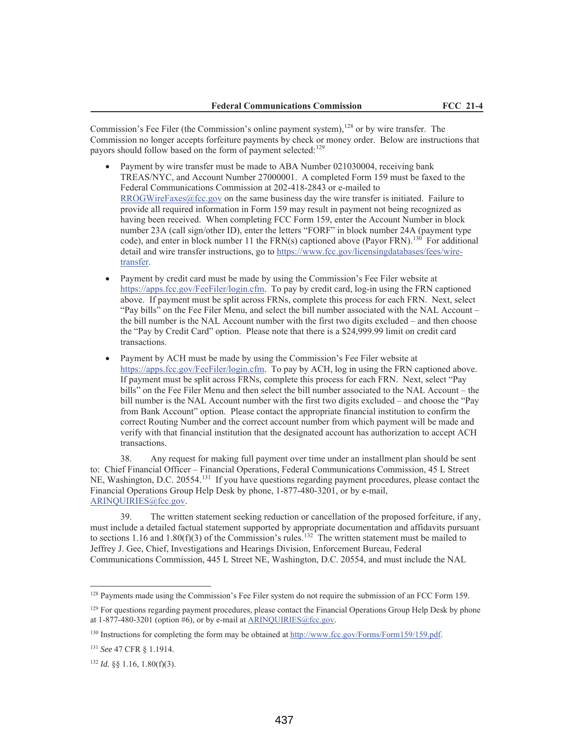Commission's Fee Filer (the Commission's online payment system),[128] or by wire transfer. The Commission no longer accepts forfeiture payments by check or money order. Below are instructions that payors should follow based on the form of payment selected:[129]

- Payment by wire transfer must be made to ABA Number 021030004, receiving bank TREAS/NYC, and Account Number 27000001. A completed Form 159 must be faxed to the Federal Communications Commission at 202-418-2843 or e-mailed to RROGWireFaxes@fcc.gov on the same business day the wire transfer is initiated. Failure to provide all required information in Form 159 may result in payment not being recognized as having been received. When completing FCC Form 159, enter the Account Number in block number 23A (call sign/other ID), enter the letters "FORF" in block number 24A (payment type code), and enter in block number 11 the FRN(s) captioned above (Payor FRN).[130] For additional detail and wire transfer instructions, go to https://www.fcc.gov/licensingdatabases/fees/wire-transfer.

- Payment by credit card must be made by using the Commission's Fee Filer website at https://apps.fcc.gov/FeeFiler/login.cfm. To pay by credit card, log-in using the FRN captioned above. If payment must be split across FRNs, complete this process for each FRN. Next, select "Pay bills" on the Fee Filer Menu, and select the bill number associated with the NAL Account – the bill number is the NAL Account number with the first two digits excluded – and then choose the "Pay by Credit Card" option. Please note that there is a $24,999.99 limit on credit card transactions.

- Payment by ACH must be made by using the Commission's Fee Filer website at https://apps.fcc.gov/FeeFiler/login.cfm. To pay by ACH, log in using the FRN captioned above. If payment must be split across FRNs, complete this process for each FRN. Next, select "Pay bills" on the Fee Filer Menu and then select the bill number associated to the NAL Account – the bill number is the NAL Account number with the first two digits excluded – and choose the "Pay from Bank Account" option. Please contact the appropriate financial institution to confirm the correct Routing Number and the correct account number from which payment will be made and verify with that financial institution that the designated account has authorization to accept ACH transactions.

38. Any request for making full payment over time under an installment plan should be sent to: Chief Financial Officer – Financial Operations, Federal Communications Commission, 45 L Street NE, Washington, D.C. 20554.[131] If you have questions regarding payment procedures, please contact the Financial Operations Group Help Desk by phone, 1-877-480-3201, or by e-mail, ARINQUIRIES@fcc.gov.

39. The written statement seeking reduction or cancellation of the proposed forfeiture, if any, must include a detailed factual statement supported by appropriate documentation and affidavits pursuant to sections 1.16 and 1.80(f)(3) of the Commission's rules.[132] The written statement must be mailed to Jeffrey J. Gee, Chief, Investigations and Hearings Division, Enforcement Bureau, Federal Communications Commission, 445 L Street NE, Washington, D.C. 20554, and must include the NAL

---

[128] Payments made using the Commission's Fee Filer system do not require the submission of an FCC Form 159.

[129] For questions regarding payment procedures, please contact the Financial Operations Group Help Desk by phone at 1-877-480-3201 (option #6), or by e-mail at ARINQUIRIES@fcc.gov.

[130] Instructions for completing the form may be obtained at http://www.fcc.gov/Forms/Form159/159.pdf.

[131] *See* 47 CFR § 1.1914.

[132] *Id.* §§ 1.16, 1.80(f)(3).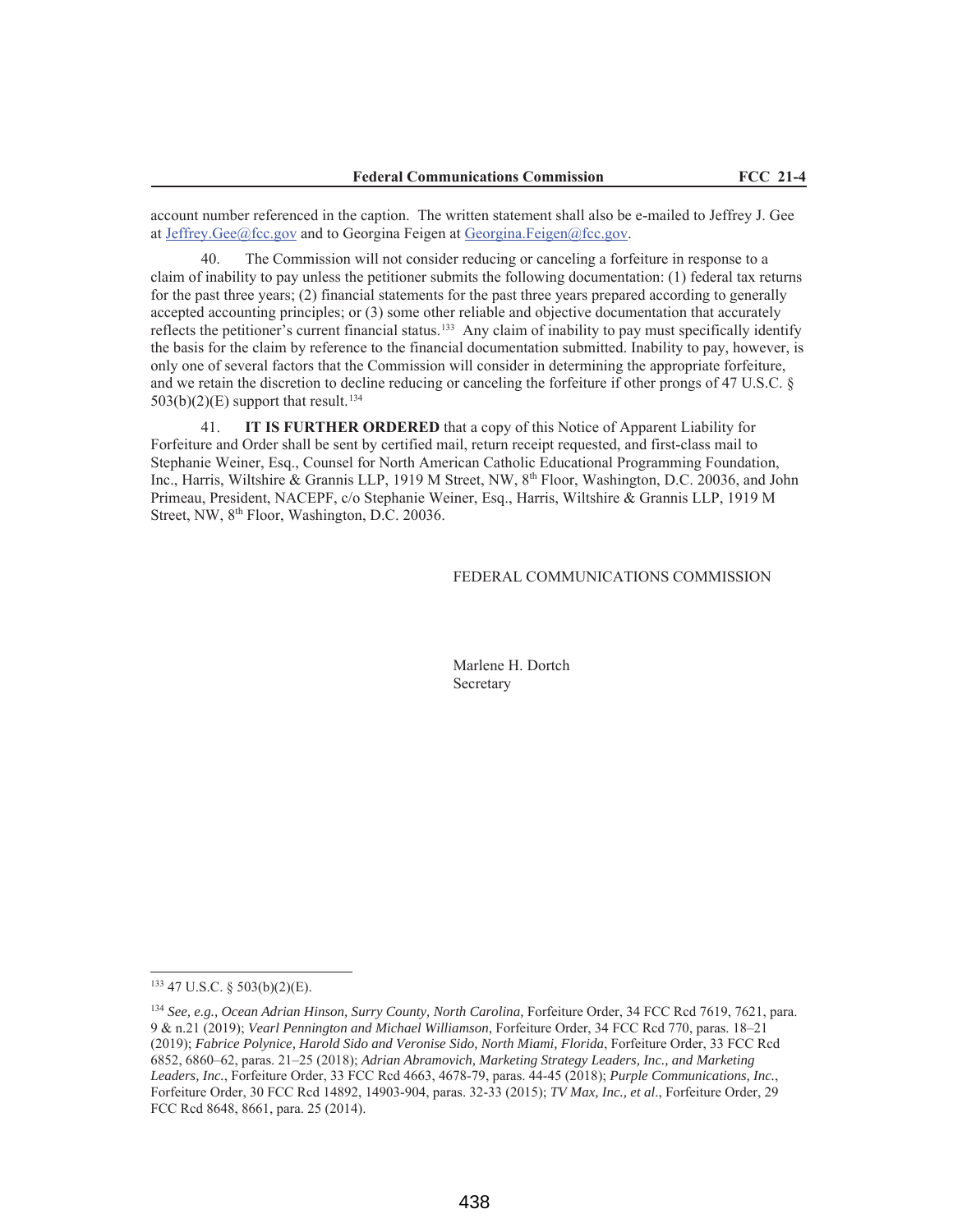account number referenced in the caption. The written statement shall also be e-mailed to Jeffrey J. Gee at Jeffrey.Gee@fcc.gov and to Georgina Feigen at Georgina.Feigen@fcc.gov.

40. The Commission will not consider reducing or canceling a forfeiture in response to a claim of inability to pay unless the petitioner submits the following documentation: (1) federal tax returns for the past three years; (2) financial statements for the past three years prepared according to generally accepted accounting principles; or (3) some other reliable and objective documentation that accurately reflects the petitioner's current financial status.[133] Any claim of inability to pay must specifically identify the basis for the claim by reference to the financial documentation submitted. Inability to pay, however, is only one of several factors that the Commission will consider in determining the appropriate forfeiture, and we retain the discretion to decline reducing or canceling the forfeiture if other prongs of 47 U.S.C. § 503(b)(2)(E) support that result.[134]

41. **IT IS FURTHER ORDERED** that a copy of this Notice of Apparent Liability for Forfeiture and Order shall be sent by certified mail, return receipt requested, and first-class mail to Stephanie Weiner, Esq., Counsel for North American Catholic Educational Programming Foundation, Inc., Harris, Wiltshire & Grannis LLP, 1919 M Street, NW, 8th Floor, Washington, D.C. 20036, and John Primeau, President, NACEPF, c/o Stephanie Weiner, Esq., Harris, Wiltshire & Grannis LLP, 1919 M Street, NW, 8th Floor, Washington, D.C. 20036.

FEDERAL COMMUNICATIONS COMMISSION

Marlene H. Dortch
Secretary

---

[133] 47 U.S.C. § 503(b)(2)(E).

[134] *See, e.g., Ocean Adrian Hinson, Surry County, North Carolina,* Forfeiture Order, 34 FCC Rcd 7619, 7621, para. 9 & n.21 (2019); *Vearl Pennington and Michael Williamson*, Forfeiture Order, 34 FCC Rcd 770, paras. 18–21 (2019); *Fabrice Polynice, Harold Sido and Veronise Sido, North Miami, Florida*, Forfeiture Order, 33 FCC Rcd 6852, 6860–62, paras. 21–25 (2018); *Adrian Abramovich, Marketing Strategy Leaders, Inc., and Marketing Leaders, Inc.*, Forfeiture Order, 33 FCC Rcd 4663, 4678-79, paras. 44-45 (2018); *Purple Communications, Inc.*, Forfeiture Order, 30 FCC Rcd 14892, 14903-904, paras. 32-33 (2015); *TV Max, Inc., et al*., Forfeiture Order, 29 FCC Rcd 8648, 8661, para. 25 (2014).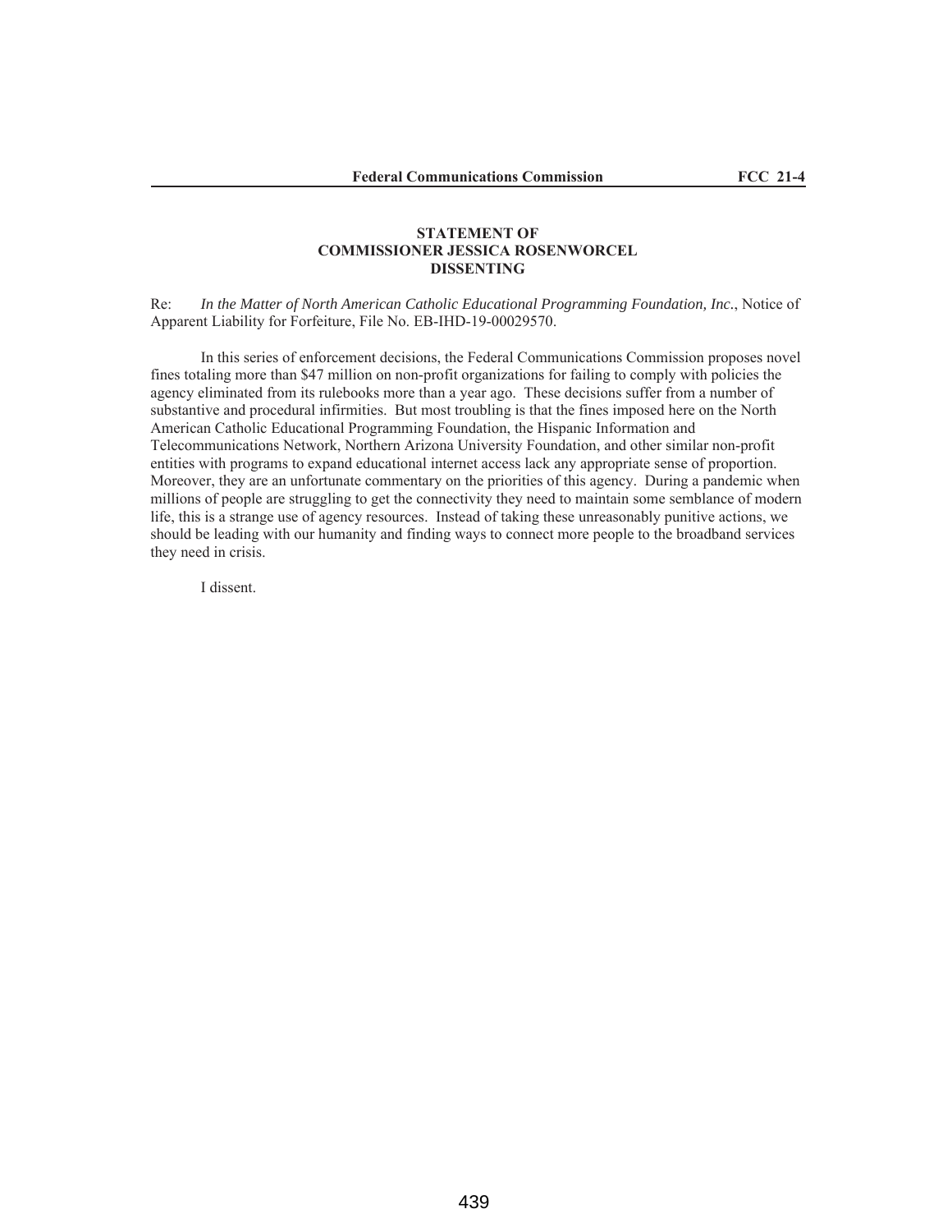**STATEMENT OF**
**COMMISSIONER JESSICA ROSENWORCEL**
**DISSENTING**

Re: *In the Matter of North American Catholic Educational Programming Foundation, Inc.*, Notice of Apparent Liability for Forfeiture, File No. EB-IHD-19-00029570.

In this series of enforcement decisions, the Federal Communications Commission proposes novel fines totaling more than $47 million on non-profit organizations for failing to comply with policies the agency eliminated from its rulebooks more than a year ago. These decisions suffer from a number of substantive and procedural infirmities. But most troubling is that the fines imposed here on the North American Catholic Educational Programming Foundation, the Hispanic Information and Telecommunications Network, Northern Arizona University Foundation, and other similar non-profit entities with programs to expand educational internet access lack any appropriate sense of proportion. Moreover, they are an unfortunate commentary on the priorities of this agency. During a pandemic when millions of people are struggling to get the connectivity they need to maintain some semblance of modern life, this is a strange use of agency resources. Instead of taking these unreasonably punitive actions, we should be leading with our humanity and finding ways to connect more people to the broadband services they need in crisis.

I dissent.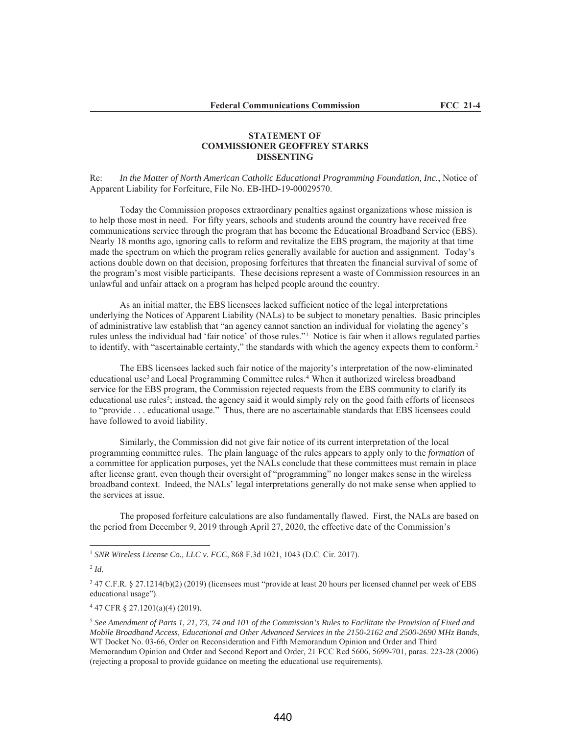**STATEMENT OF**
**COMMISSIONER GEOFFREY STARKS**
**DISSENTING**

Re: *In the Matter of North American Catholic Educational Programming Foundation, Inc.*, Notice of Apparent Liability for Forfeiture, File No. EB-IHD-19-00029570.

Today the Commission proposes extraordinary penalties against organizations whose mission is to help those most in need. For fifty years, schools and students around the country have received free communications service through the program that has become the Educational Broadband Service (EBS). Nearly 18 months ago, ignoring calls to reform and revitalize the EBS program, the majority at that time made the spectrum on which the program relies generally available for auction and assignment. Today's actions double down on that decision, proposing forfeitures that threaten the financial survival of some of the program's most visible participants. These decisions represent a waste of Commission resources in an unlawful and unfair attack on a program has helped people around the country.

As an initial matter, the EBS licensees lacked sufficient notice of the legal interpretations underlying the Notices of Apparent Liability (NALs) to be subject to monetary penalties. Basic principles of administrative law establish that "an agency cannot sanction an individual for violating the agency's rules unless the individual had 'fair notice' of those rules."[1] Notice is fair when it allows regulated parties to identify, with "ascertainable certainty," the standards with which the agency expects them to conform.[2]

The EBS licensees lacked such fair notice of the majority's interpretation of the now-eliminated educational use[3] and Local Programming Committee rules.[4] When it authorized wireless broadband service for the EBS program, the Commission rejected requests from the EBS community to clarify its educational use rules[5]; instead, the agency said it would simply rely on the good faith efforts of licensees to "provide . . . educational usage." Thus, there are no ascertainable standards that EBS licensees could have followed to avoid liability.

Similarly, the Commission did not give fair notice of its current interpretation of the local programming committee rules. The plain language of the rules appears to apply only to the *formation* of a committee for application purposes, yet the NALs conclude that these committees must remain in place after license grant, even though their oversight of "programming" no longer makes sense in the wireless broadband context. Indeed, the NALs' legal interpretations generally do not make sense when applied to the services at issue.

The proposed forfeiture calculations are also fundamentally flawed. First, the NALs are based on the period from December 9, 2019 through April 27, 2020, the effective date of the Commission's

---

[1] *SNR Wireless License Co., LLC v. FCC*, 868 F.3d 1021, 1043 (D.C. Cir. 2017).

[2] *Id.*

[3] 47 C.F.R. § 27.1214(b)(2) (2019) (licensees must "provide at least 20 hours per licensed channel per week of EBS educational usage").

[4] 47 CFR § 27.1201(a)(4) (2019).

[5] *See Amendment of Parts 1, 21, 73, 74 and 101 of the Commission's Rules to Facilitate the Provision of Fixed and Mobile Broadband Access, Educational and Other Advanced Services in the 2150-2162 and 2500-2690 MHz Bands*, WT Docket No. 03-66, Order on Reconsideration and Fifth Memorandum Opinion and Order and Third Memorandum Opinion and Order and Second Report and Order, 21 FCC Rcd 5606, 5699-701, paras. 223-28 (2006) (rejecting a proposal to provide guidance on meeting the educational use requirements).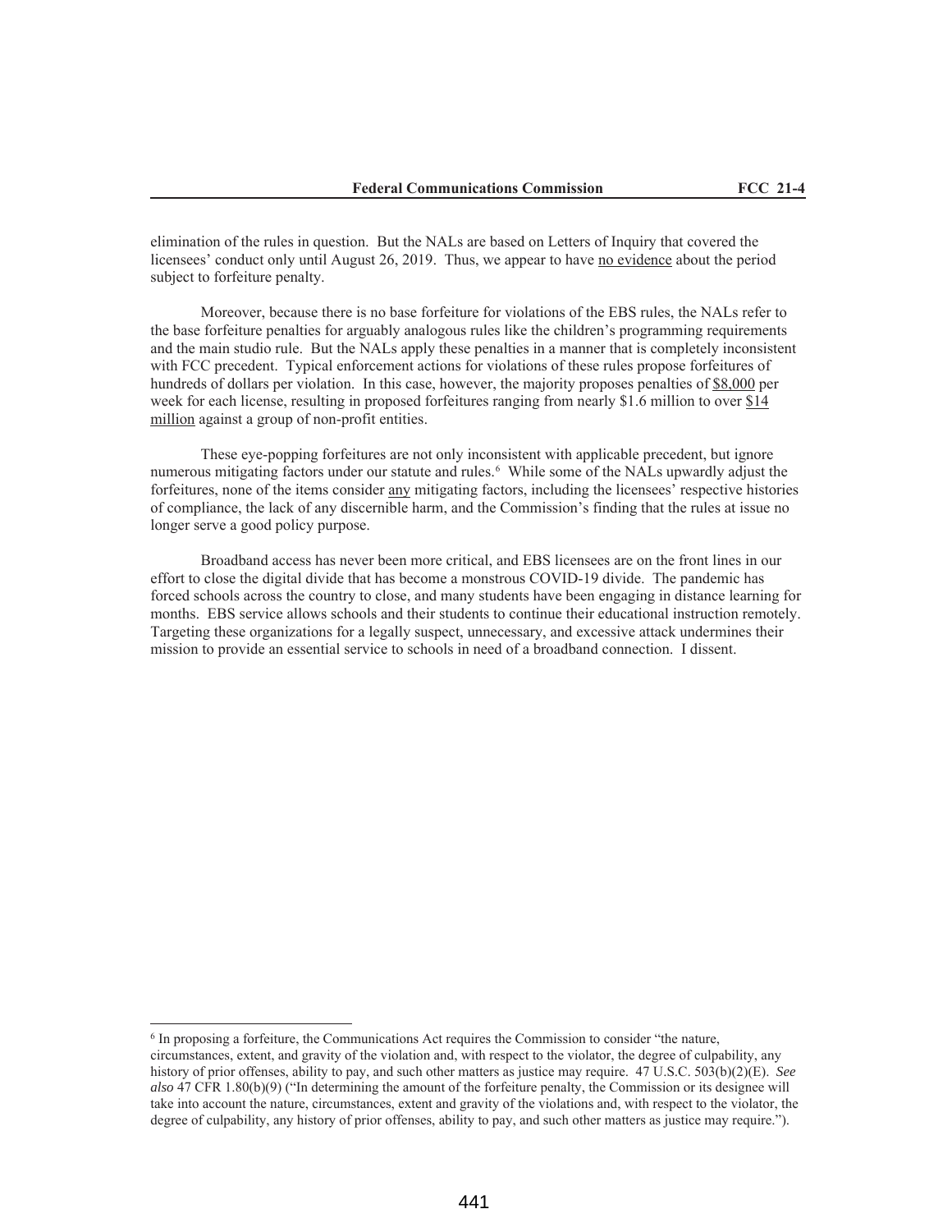elimination of the rules in question. But the NALs are based on Letters of Inquiry that covered the licensees' conduct only until August 26, 2019. Thus, we appear to have no evidence about the period subject to forfeiture penalty.

Moreover, because there is no base forfeiture for violations of the EBS rules, the NALs refer to the base forfeiture penalties for arguably analogous rules like the children's programming requirements and the main studio rule. But the NALs apply these penalties in a manner that is completely inconsistent with FCC precedent. Typical enforcement actions for violations of these rules propose forfeitures of hundreds of dollars per violation. In this case, however, the majority proposes penalties of $8,000 per week for each license, resulting in proposed forfeitures ranging from nearly $1.6 million to over $14 million against a group of non-profit entities.

These eye-popping forfeitures are not only inconsistent with applicable precedent, but ignore numerous mitigating factors under our statute and rules.[6] While some of the NALs upwardly adjust the forfeitures, none of the items consider any mitigating factors, including the licensees' respective histories of compliance, the lack of any discernible harm, and the Commission's finding that the rules at issue no longer serve a good policy purpose.

Broadband access has never been more critical, and EBS licensees are on the front lines in our effort to close the digital divide that has become a monstrous COVID-19 divide. The pandemic has forced schools across the country to close, and many students have been engaging in distance learning for months. EBS service allows schools and their students to continue their educational instruction remotely. Targeting these organizations for a legally suspect, unnecessary, and excessive attack undermines their mission to provide an essential service to schools in need of a broadband connection. I dissent.

[6] In proposing a forfeiture, the Communications Act requires the Commission to consider "the nature, circumstances, extent, and gravity of the violation and, with respect to the violator, the degree of culpability, any history of prior offenses, ability to pay, and such other matters as justice may require. 47 U.S.C. 503(b)(2)(E). *See also* 47 CFR 1.80(b)(9) ("In determining the amount of the forfeiture penalty, the Commission or its designee will take into account the nature, circumstances, extent and gravity of the violations and, with respect to the violator, the degree of culpability, any history of prior offenses, ability to pay, and such other matters as justice may require.").